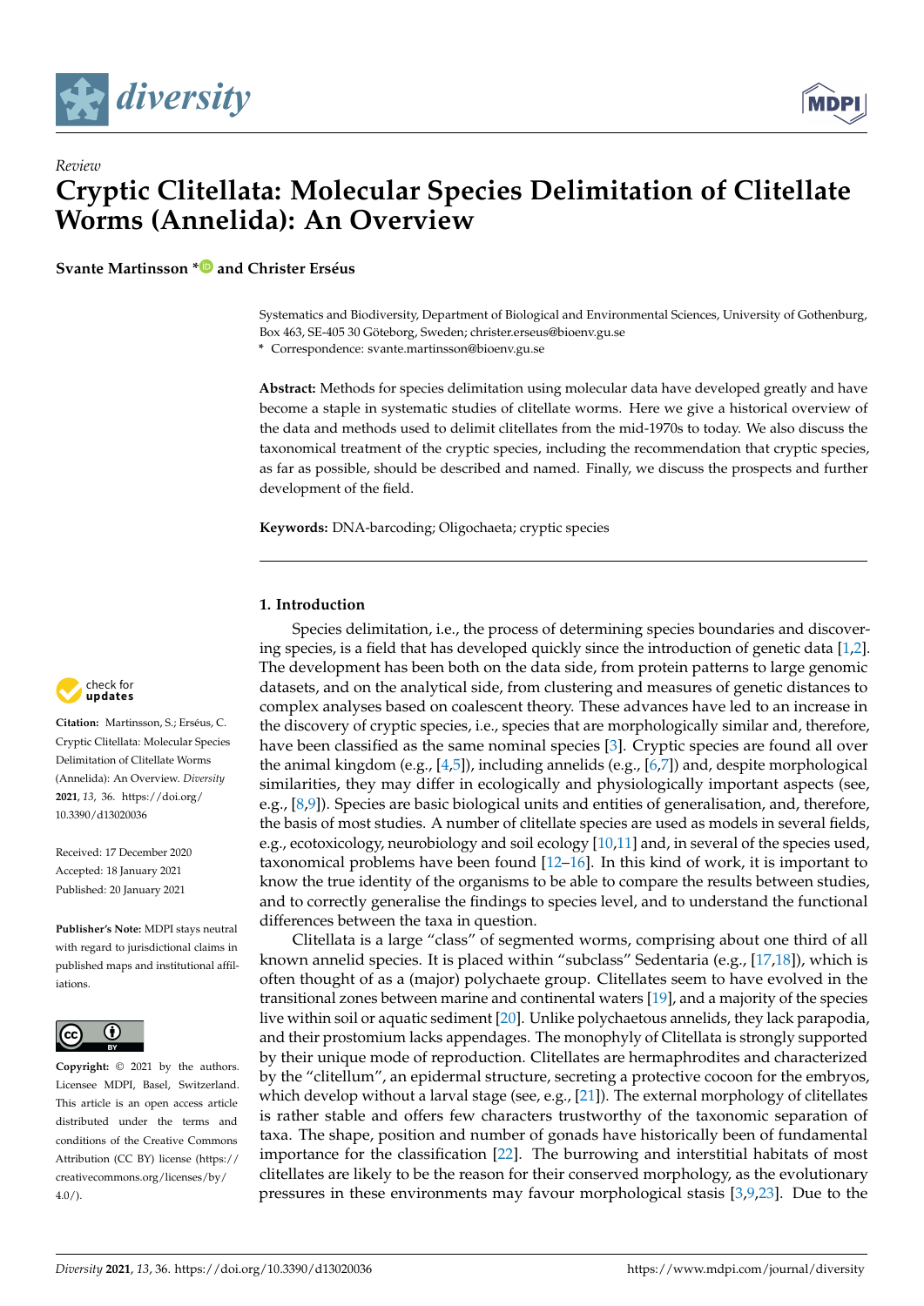*Review*

# Cryptic Clitellata: Molecular Species Delimitation of Clitellate Worms (Annelida): An Overview

**Svante Martinsson * and Christer Erséus**

Systematics and Biodiversity, Department of Biological and Environmental Sciences, University of Gothenburg, Box 463, SE-405 30 Göteborg, Sweden; christer.erseus@bioenv.gu.se

\* Correspondence: svante.martinsson@bioenv.gu.se

**Abstract:** Methods for species delimitation using molecular data have developed greatly and have become a staple in systematic studies of clitellate worms. Here we give a historical overview of the data and methods used to delimit clitellates from the mid-1970s to today. We also discuss the taxonomical treatment of the cryptic species, including the recommendation that cryptic species, as far as possible, should be described and named. Finally, we discuss the prospects and further development of the field.

**Keywords:** DNA-barcoding; Oligochaeta; cryptic species

**Citation:** Martinsson, S.; Erséus, C. Cryptic Clitellata: Molecular Species Delimitation of Clitellate Worms (Annelida): An Overview. *Diversity* **2021**, *13*, 36. https://doi.org/10.3390/d13020036

Received: 17 December 2020
Accepted: 18 January 2021
Published: 20 January 2021

**Publisher's Note:** MDPI stays neutral with regard to jurisdictional claims in published maps and institutional affiliations.

**Copyright:** © 2021 by the authors. Licensee MDPI, Basel, Switzerland. This article is an open access article distributed under the terms and conditions of the Creative Commons Attribution (CC BY) license (https://creativecommons.org/licenses/by/4.0/).

## 1. Introduction

Species delimitation, i.e., the process of determining species boundaries and discovering species, is a field that has developed quickly since the introduction of genetic data [1,2]. The development has been both on the data side, from protein patterns to large genomic datasets, and on the analytical side, from clustering and measures of genetic distances to complex analyses based on coalescent theory. These advances have led to an increase in the discovery of cryptic species, i.e., species that are morphologically similar and, therefore, have been classified as the same nominal species [3]. Cryptic species are found all over the animal kingdom (e.g., [4,5]), including annelids (e.g., [6,7]) and, despite morphological similarities, they may differ in ecologically and physiologically important aspects (see, e.g., [8,9]). Species are basic biological units and entities of generalisation, and, therefore, the basis of most studies. A number of clitellate species are used as models in several fields, e.g., ecotoxicology, neurobiology and soil ecology [10,11] and, in several of the species used, taxonomical problems have been found [12–16]. In this kind of work, it is important to know the true identity of the organisms to be able to compare the results between studies, and to correctly generalise the findings to species level, and to understand the functional differences between the taxa in question.

Clitellata is a large "class" of segmented worms, comprising about one third of all known annelid species. It is placed within "subclass" Sedentaria (e.g., [17,18]), which is often thought of as a (major) polychaete group. Clitellates seem to have evolved in the transitional zones between marine and continental waters [19], and a majority of the species live within soil or aquatic sediment [20]. Unlike polychaetous annelids, they lack parapodia, and their prostomium lacks appendages. The monophyly of Clitellata is strongly supported by their unique mode of reproduction. Clitellates are hermaphrodites and characterized by the "clitellum", an epidermal structure, secreting a protective cocoon for the embryos, which develop without a larval stage (see, e.g., [21]). The external morphology of clitellates is rather stable and offers few characters trustworthy of the taxonomic separation of taxa. The shape, position and number of gonads have historically been of fundamental importance for the classification [22]. The burrowing and interstitial habitats of most clitellates are likely to be the reason for their conserved morphology, as the evolutionary pressures in these environments may favour morphological stasis [3,9,23]. Due to the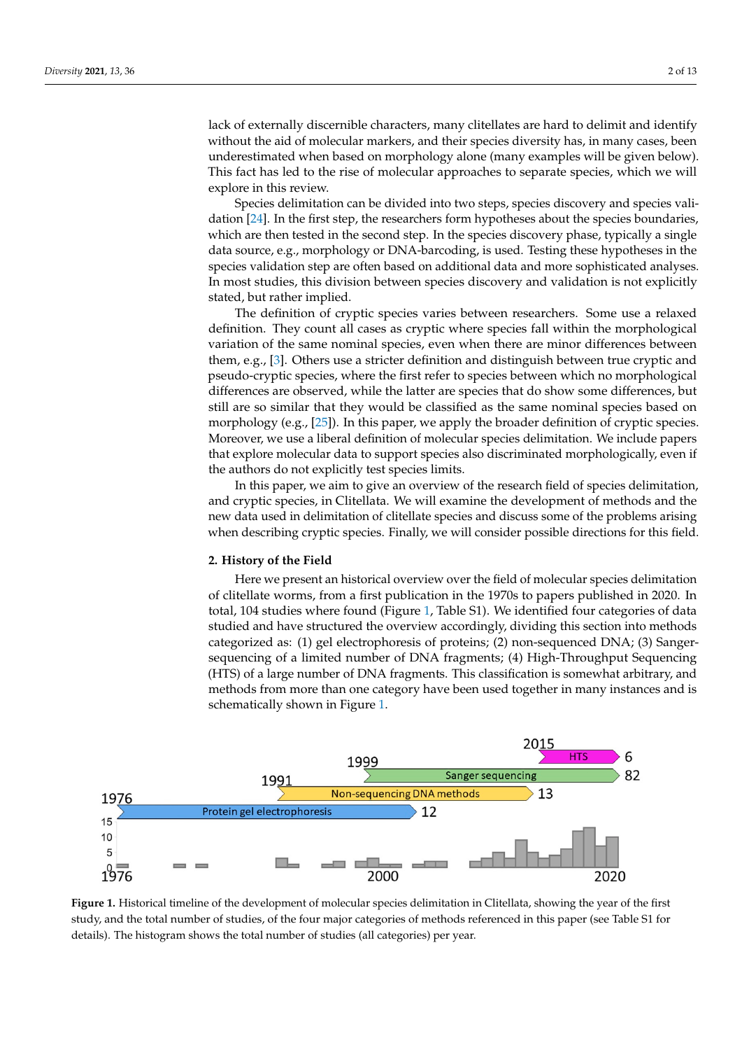lack of externally discernible characters, many clitellates are hard to delimit and identify without the aid of molecular markers, and their species diversity has, in many cases, been underestimated when based on morphology alone (many examples will be given below). This fact has led to the rise of molecular approaches to separate species, which we will explore in this review.

Species delimitation can be divided into two steps, species discovery and species validation [24]. In the first step, the researchers form hypotheses about the species boundaries, which are then tested in the second step. In the species discovery phase, typically a single data source, e.g., morphology or DNA-barcoding, is used. Testing these hypotheses in the species validation step are often based on additional data and more sophisticated analyses. In most studies, this division between species discovery and validation is not explicitly stated, but rather implied.

The definition of cryptic species varies between researchers. Some use a relaxed definition. They count all cases as cryptic where species fall within the morphological variation of the same nominal species, even when there are minor differences between them, e.g., [3]. Others use a stricter definition and distinguish between true cryptic and pseudo-cryptic species, where the first refer to species between which no morphological differences are observed, while the latter are species that do show some differences, but still are so similar that they would be classified as the same nominal species based on morphology (e.g., [25]). In this paper, we apply the broader definition of cryptic species. Moreover, we use a liberal definition of molecular species delimitation. We include papers that explore molecular data to support species also discriminated morphologically, even if the authors do not explicitly test species limits.

In this paper, we aim to give an overview of the research field of species delimitation, and cryptic species, in Clitellata. We will examine the development of methods and the new data used in delimitation of clitellate species and discuss some of the problems arising when describing cryptic species. Finally, we will consider possible directions for this field.

## 2. History of the Field

Here we present an historical overview over the field of molecular species delimitation of clitellate worms, from a first publication in the 1970s to papers published in 2020. In total, 104 studies where found (Figure 1, Table S1). We identified four categories of data studied and have structured the overview accordingly, dividing this section into methods categorized as: (1) gel electrophoresis of proteins; (2) non-sequenced DNA; (3) Sanger-sequencing of a limited number of DNA fragments; (4) High-Throughput Sequencing (HTS) of a large number of DNA fragments. This classification is somewhat arbitrary, and methods from more than one category have been used together in many instances and is schematically shown in Figure 1.

**Figure 1.** Historical timeline of the development of molecular species delimitation in Clitellata, showing the year of the first study, and the total number of studies, of the four major categories of methods referenced in this paper (see Table S1 for details). The histogram shows the total number of studies (all categories) per year.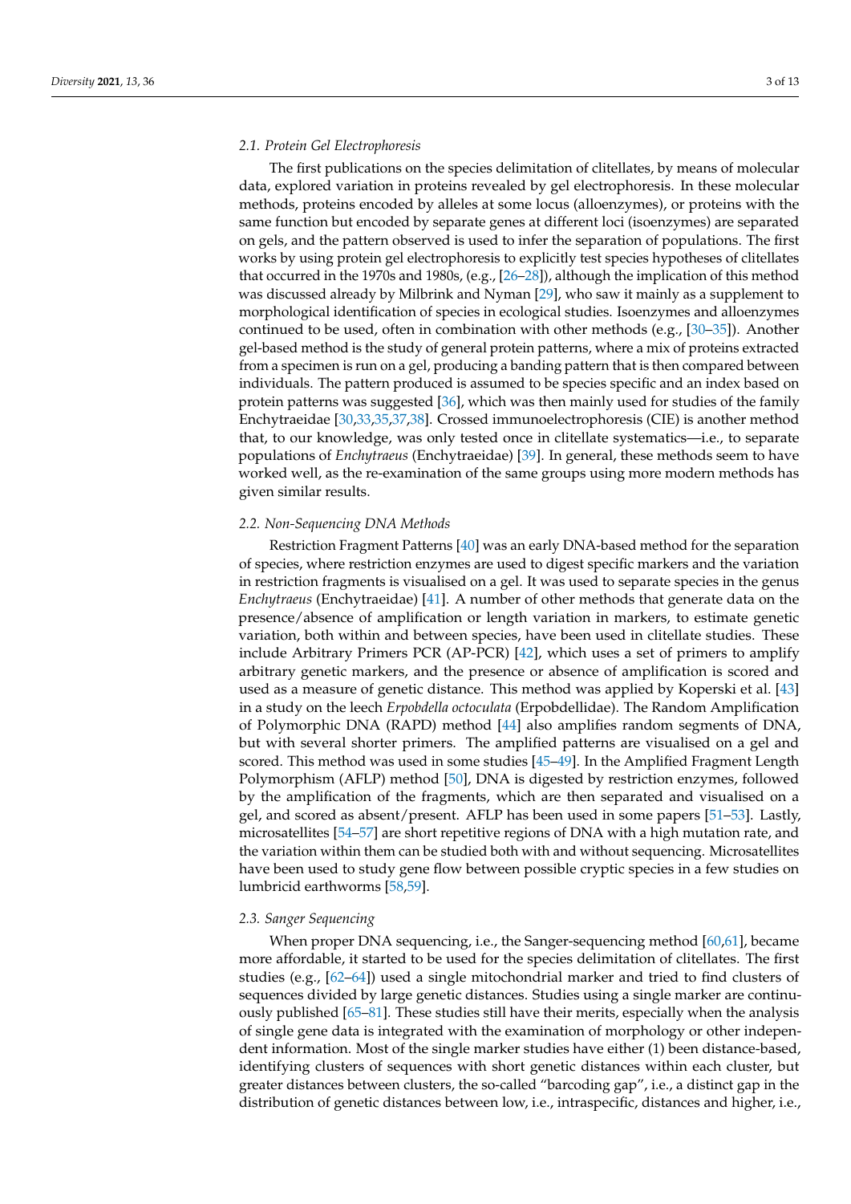### 2.1. Protein Gel Electrophoresis

The first publications on the species delimitation of clitellates, by means of molecular data, explored variation in proteins revealed by gel electrophoresis. In these molecular methods, proteins encoded by alleles at some locus (alloenzymes), or proteins with the same function but encoded by separate genes at different loci (isoenzymes) are separated on gels, and the pattern observed is used to infer the separation of populations. The first works by using protein gel electrophoresis to explicitly test species hypotheses of clitellates that occurred in the 1970s and 1980s, (e.g., [26–28]), although the implication of this method was discussed already by Milbrink and Nyman [29], who saw it mainly as a supplement to morphological identification of species in ecological studies. Isoenzymes and alloenzymes continued to be used, often in combination with other methods (e.g., [30–35]). Another gel-based method is the study of general protein patterns, where a mix of proteins extracted from a specimen is run on a gel, producing a banding pattern that is then compared between individuals. The pattern produced is assumed to be species specific and an index based on protein patterns was suggested [36], which was then mainly used for studies of the family Enchytraeidae [30,33,35,37,38]. Crossed immunoelectrophoresis (CIE) is another method that, to our knowledge, was only tested once in clitellate systematics—i.e., to separate populations of *Enchytraeus* (Enchytraeidae) [39]. In general, these methods seem to have worked well, as the re-examination of the same groups using more modern methods has given similar results.

### 2.2. Non-Sequencing DNA Methods

Restriction Fragment Patterns [40] was an early DNA-based method for the separation of species, where restriction enzymes are used to digest specific markers and the variation in restriction fragments is visualised on a gel. It was used to separate species in the genus *Enchytraeus* (Enchytraeidae) [41]. A number of other methods that generate data on the presence/absence of amplification or length variation in markers, to estimate genetic variation, both within and between species, have been used in clitellate studies. These include Arbitrary Primers PCR (AP-PCR) [42], which uses a set of primers to amplify arbitrary genetic markers, and the presence or absence of amplification is scored and used as a measure of genetic distance. This method was applied by Koperski et al. [43] in a study on the leech *Erpobdella octoculata* (Erpobdellidae). The Random Amplification of Polymorphic DNA (RAPD) method [44] also amplifies random segments of DNA, but with several shorter primers. The amplified patterns are visualised on a gel and scored. This method was used in some studies [45–49]. In the Amplified Fragment Length Polymorphism (AFLP) method [50], DNA is digested by restriction enzymes, followed by the amplification of the fragments, which are then separated and visualised on a gel, and scored as absent/present. AFLP has been used in some papers [51–53]. Lastly, microsatellites [54–57] are short repetitive regions of DNA with a high mutation rate, and the variation within them can be studied both with and without sequencing. Microsatellites have been used to study gene flow between possible cryptic species in a few studies on lumbricid earthworms [58,59].

### 2.3. Sanger Sequencing

When proper DNA sequencing, i.e., the Sanger-sequencing method [60,61], became more affordable, it started to be used for the species delimitation of clitellates. The first studies (e.g., [62–64]) used a single mitochondrial marker and tried to find clusters of sequences divided by large genetic distances. Studies using a single marker are continuously published [65–81]. These studies still have their merits, especially when the analysis of single gene data is integrated with the examination of morphology or other independent information. Most of the single marker studies have either (1) been distance-based, identifying clusters of sequences with short genetic distances within each cluster, but greater distances between clusters, the so-called "barcoding gap", i.e., a distinct gap in the distribution of genetic distances between low, i.e., intraspecific, distances and higher, i.e.,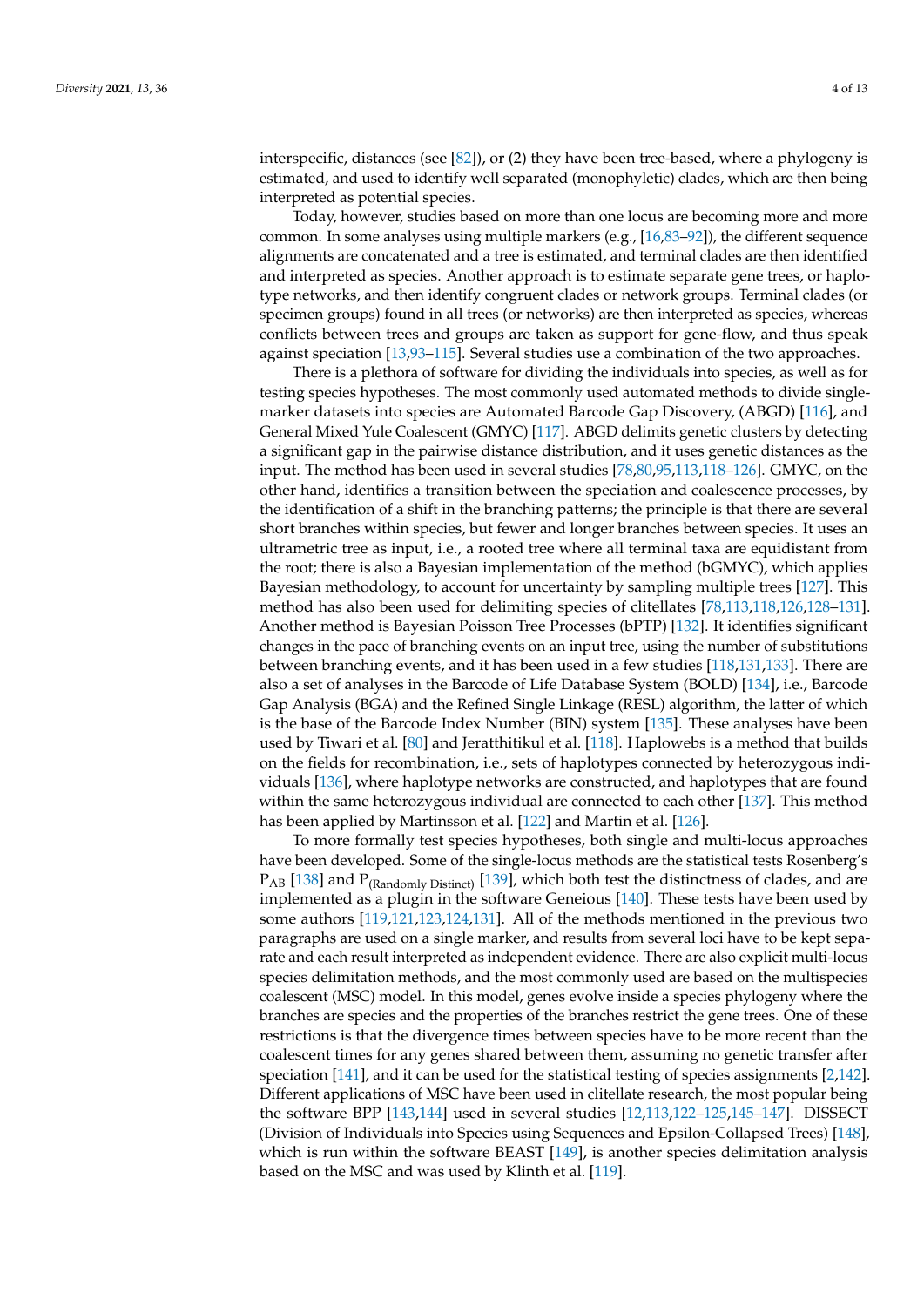interspecific, distances (see [82]), or (2) they have been tree-based, where a phylogeny is estimated, and used to identify well separated (monophyletic) clades, which are then being interpreted as potential species.

Today, however, studies based on more than one locus are becoming more and more common. In some analyses using multiple markers (e.g., [16,83–92]), the different sequence alignments are concatenated and a tree is estimated, and terminal clades are then identified and interpreted as species. Another approach is to estimate separate gene trees, or haplotype networks, and then identify congruent clades or network groups. Terminal clades (or specimen groups) found in all trees (or networks) are then interpreted as species, whereas conflicts between trees and groups are taken as support for gene-flow, and thus speak against speciation [13,93–115]. Several studies use a combination of the two approaches.

There is a plethora of software for dividing the individuals into species, as well as for testing species hypotheses. The most commonly used automated methods to divide single-marker datasets into species are Automated Barcode Gap Discovery, (ABGD) [116], and General Mixed Yule Coalescent (GMYC) [117]. ABGD delimits genetic clusters by detecting a significant gap in the pairwise distance distribution, and it uses genetic distances as the input. The method has been used in several studies [78,80,95,113,118–126]. GMYC, on the other hand, identifies a transition between the speciation and coalescence processes, by the identification of a shift in the branching patterns; the principle is that there are several short branches within species, but fewer and longer branches between species. It uses an ultrametric tree as input, i.e., a rooted tree where all terminal taxa are equidistant from the root; there is also a Bayesian implementation of the method (bGMYC), which applies Bayesian methodology, to account for uncertainty by sampling multiple trees [127]. This method has also been used for delimiting species of clitellates [78,113,118,126,128–131]. Another method is Bayesian Poisson Tree Processes (bPTP) [132]. It identifies significant changes in the pace of branching events on an input tree, using the number of substitutions between branching events, and it has been used in a few studies [118,131,133]. There are also a set of analyses in the Barcode of Life Database System (BOLD) [134], i.e., Barcode Gap Analysis (BGA) and the Refined Single Linkage (RESL) algorithm, the latter of which is the base of the Barcode Index Number (BIN) system [135]. These analyses have been used by Tiwari et al. [80] and Jeratthitikul et al. [118]. Haplowebs is a method that builds on the fields for recombination, i.e., sets of haplotypes connected by heterozygous individuals [136], where haplotype networks are constructed, and haplotypes that are found within the same heterozygous individual are connected to each other [137]. This method has been applied by Martinsson et al. [122] and Martin et al. [126].

To more formally test species hypotheses, both single and multi-locus approaches have been developed. Some of the single-locus methods are the statistical tests Rosenberg's $P_{AB}$ [138] and $P_{(\text{Randomly Distinct})}$ [139], which both test the distinctness of clades, and are implemented as a plugin in the software Geneious [140]. These tests have been used by some authors [119,121,123,124,131]. All of the methods mentioned in the previous two paragraphs are used on a single marker, and results from several loci have to be kept separate and each result interpreted as independent evidence. There are also explicit multi-locus species delimitation methods, and the most commonly used are based on the multispecies coalescent (MSC) model. In this model, genes evolve inside a species phylogeny where the branches are species and the properties of the branches restrict the gene trees. One of these restrictions is that the divergence times between species have to be more recent than the coalescent times for any genes shared between them, assuming no genetic transfer after speciation [141], and it can be used for the statistical testing of species assignments [2,142]. Different applications of MSC have been used in clitellate research, the most popular being the software BPP [143,144] used in several studies [12,113,122–125,145–147]. DISSECT (Division of Individuals into Species using Sequences and Epsilon-Collapsed Trees) [148], which is run within the software BEAST [149], is another species delimitation analysis based on the MSC and was used by Klinth et al. [119].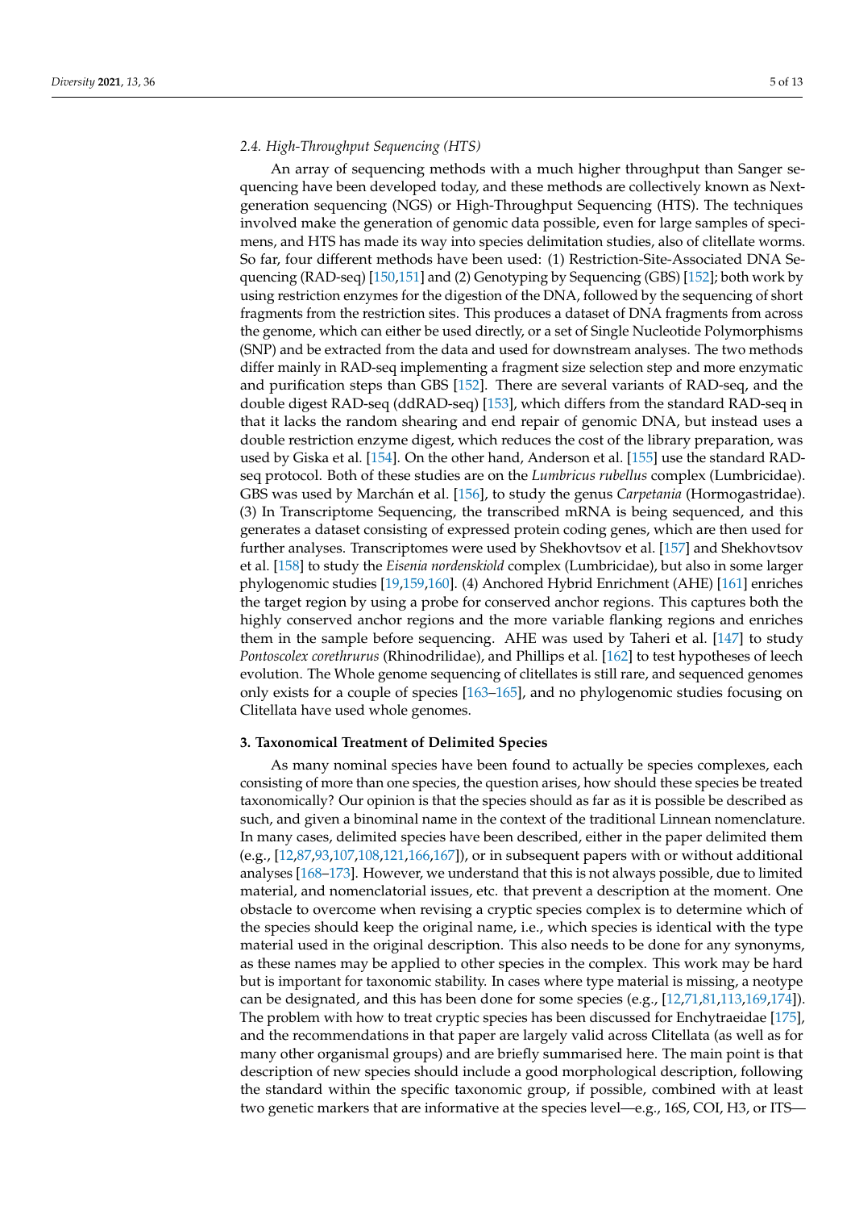### 2.4. High-Throughput Sequencing (HTS)

An array of sequencing methods with a much higher throughput than Sanger sequencing have been developed today, and these methods are collectively known as Next-generation sequencing (NGS) or High-Throughput Sequencing (HTS). The techniques involved make the generation of genomic data possible, even for large samples of specimens, and HTS has made its way into species delimitation studies, also of clitellate worms. So far, four different methods have been used: (1) Restriction-Site-Associated DNA Sequencing (RAD-seq) [150,151] and (2) Genotyping by Sequencing (GBS) [152]; both work by using restriction enzymes for the digestion of the DNA, followed by the sequencing of short fragments from the restriction sites. This produces a dataset of DNA fragments from across the genome, which can either be used directly, or a set of Single Nucleotide Polymorphisms (SNP) and be extracted from the data and used for downstream analyses. The two methods differ mainly in RAD-seq implementing a fragment size selection step and more enzymatic and purification steps than GBS [152]. There are several variants of RAD-seq, and the double digest RAD-seq (ddRAD-seq) [153], which differs from the standard RAD-seq in that it lacks the random shearing and end repair of genomic DNA, but instead uses a double restriction enzyme digest, which reduces the cost of the library preparation, was used by Giska et al. [154]. On the other hand, Anderson et al. [155] use the standard RAD-seq protocol. Both of these studies are on the *Lumbricus rubellus* complex (Lumbricidae). GBS was used by Marchán et al. [156], to study the genus *Carpetania* (Hormogastridae). (3) In Transcriptome Sequencing, the transcribed mRNA is being sequenced, and this generates a dataset consisting of expressed protein coding genes, which are then used for further analyses. Transcriptomes were used by Shekhovtsov et al. [157] and Shekhovtsov et al. [158] to study the *Eisenia nordenskiold* complex (Lumbricidae), but also in some larger phylogenomic studies [19,159,160]. (4) Anchored Hybrid Enrichment (AHE) [161] enriches the target region by using a probe for conserved anchor regions. This captures both the highly conserved anchor regions and the more variable flanking regions and enriches them in the sample before sequencing. AHE was used by Taheri et al. [147] to study *Pontoscolex corethrurus* (Rhinodrilidae), and Phillips et al. [162] to test hypotheses of leech evolution. The Whole genome sequencing of clitellates is still rare, and sequenced genomes only exists for a couple of species [163–165], and no phylogenomic studies focusing on Clitellata have used whole genomes.

## 3. Taxonomical Treatment of Delimited Species

As many nominal species have been found to actually be species complexes, each consisting of more than one species, the question arises, how should these species be treated taxonomically? Our opinion is that the species should as far as it is possible be described as such, and given a binominal name in the context of the traditional Linnean nomenclature. In many cases, delimited species have been described, either in the paper delimited them (e.g., [12,87,93,107,108,121,166,167]), or in subsequent papers with or without additional analyses [168–173]. However, we understand that this is not always possible, due to limited material, and nomenclatorial issues, etc. that prevent a description at the moment. One obstacle to overcome when revising a cryptic species complex is to determine which of the species should keep the original name, i.e., which species is identical with the type material used in the original description. This also needs to be done for any synonyms, as these names may be applied to other species in the complex. This work may be hard but is important for taxonomic stability. In cases where type material is missing, a neotype can be designated, and this has been done for some species (e.g., [12,71,81,113,169,174]). The problem with how to treat cryptic species has been discussed for Enchytraeidae [175], and the recommendations in that paper are largely valid across Clitellata (as well as for many other organismal groups) and are briefly summarised here. The main point is that description of new species should include a good morphological description, following the standard within the specific taxonomic group, if possible, combined with at least two genetic markers that are informative at the species level—e.g., 16S, COI, H3, or ITS—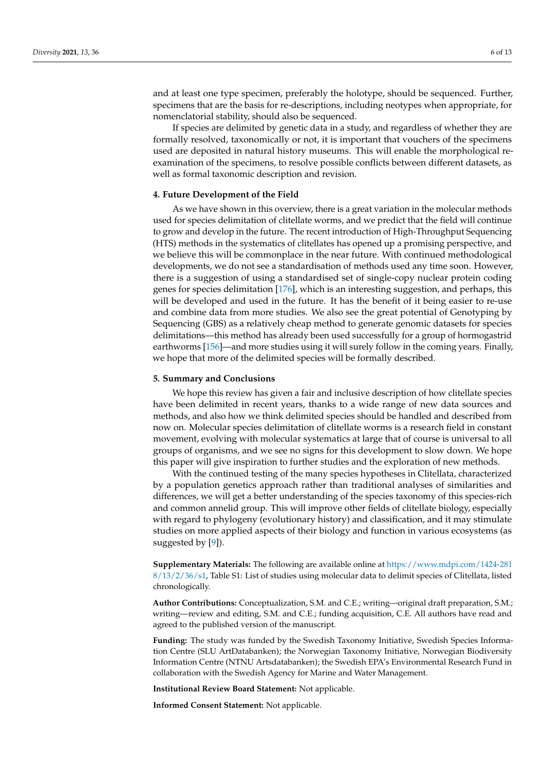and at least one type specimen, preferably the holotype, should be sequenced. Further, specimens that are the basis for re-descriptions, including neotypes when appropriate, for nomenclatorial stability, should also be sequenced.

If species are delimited by genetic data in a study, and regardless of whether they are formally resolved, taxonomically or not, it is important that vouchers of the specimens used are deposited in natural history museums. This will enable the morphological re-examination of the specimens, to resolve possible conflicts between different datasets, as well as formal taxonomic description and revision.

## 4. Future Development of the Field

As we have shown in this overview, there is a great variation in the molecular methods used for species delimitation of clitellate worms, and we predict that the field will continue to grow and develop in the future. The recent introduction of High-Throughput Sequencing (HTS) methods in the systematics of clitellates has opened up a promising perspective, and we believe this will be commonplace in the near future. With continued methodological developments, we do not see a standardisation of methods used any time soon. However, there is a suggestion of using a standardised set of single-copy nuclear protein coding genes for species delimitation [176], which is an interesting suggestion, and perhaps, this will be developed and used in the future. It has the benefit of it being easier to re-use and combine data from more studies. We also see the great potential of Genotyping by Sequencing (GBS) as a relatively cheap method to generate genomic datasets for species delimitations—this method has already been used successfully for a group of hormogastrid earthworms [156]—and more studies using it will surely follow in the coming years. Finally, we hope that more of the delimited species will be formally described.

## 5. Summary and Conclusions

We hope this review has given a fair and inclusive description of how clitellate species have been delimited in recent years, thanks to a wide range of new data sources and methods, and also how we think delimited species should be handled and described from now on. Molecular species delimitation of clitellate worms is a research field in constant movement, evolving with molecular systematics at large that of course is universal to all groups of organisms, and we see no signs for this development to slow down. We hope this paper will give inspiration to further studies and the exploration of new methods.

With the continued testing of the many species hypotheses in Clitellata, characterized by a population genetics approach rather than traditional analyses of similarities and differences, we will get a better understanding of the species taxonomy of this species-rich and common annelid group. This will improve other fields of clitellate biology, especially with regard to phylogeny (evolutionary history) and classification, and it may stimulate studies on more applied aspects of their biology and function in various ecosystems (as suggested by [9]).

**Supplementary Materials:** The following are available online at https://www.mdpi.com/1424-2818/13/2/36/s1, Table S1: List of studies using molecular data to delimit species of Clitellata, listed chronologically.

**Author Contributions:** Conceptualization, S.M. and C.E.; writing—original draft preparation, S.M.; writing—review and editing, S.M. and C.E.; funding acquisition, C.E. All authors have read and agreed to the published version of the manuscript.

**Funding:** The study was funded by the Swedish Taxonomy Initiative, Swedish Species Information Centre (SLU ArtDatabanken); the Norwegian Taxonomy Initiative, Norwegian Biodiversity Information Centre (NTNU Artsdatabanken); the Swedish EPA's Environmental Research Fund in collaboration with the Swedish Agency for Marine and Water Management.

**Institutional Review Board Statement:** Not applicable.

**Informed Consent Statement:** Not applicable.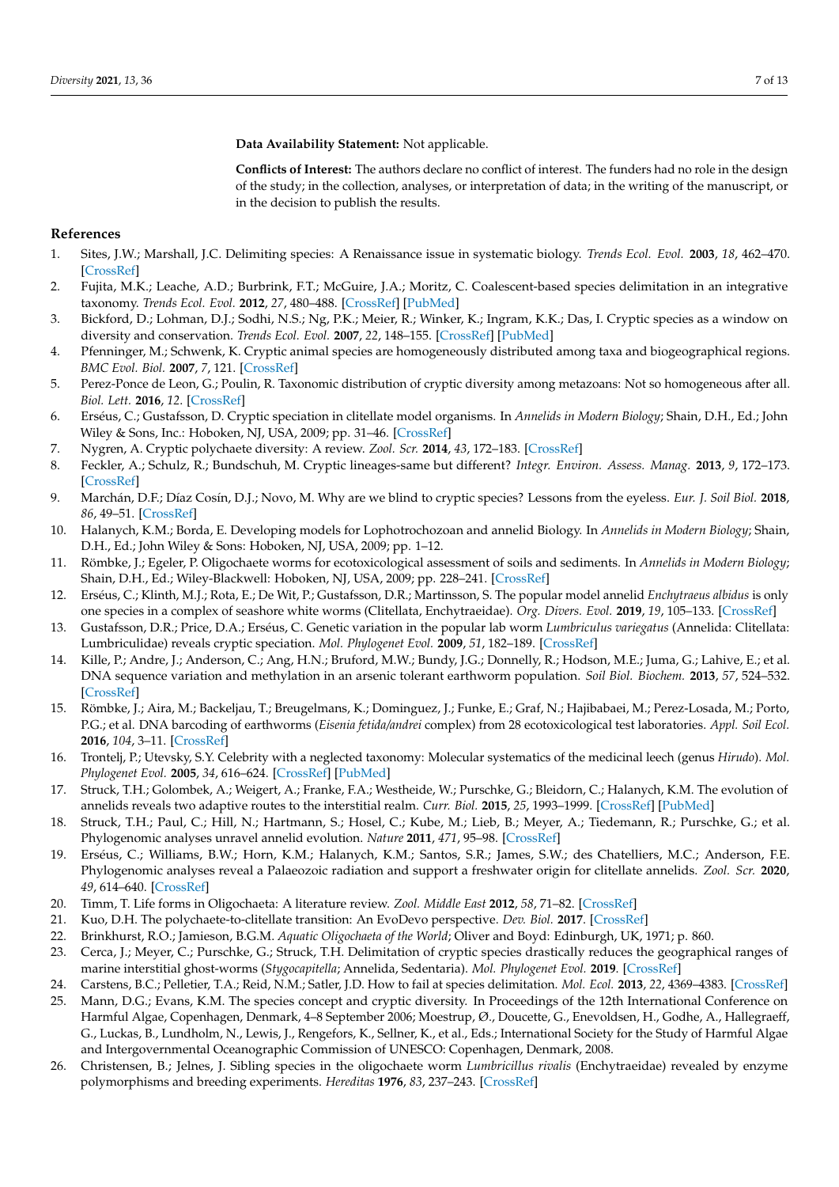**Data Availability Statement:** Not applicable.

**Conflicts of Interest:** The authors declare no conflict of interest. The funders had no role in the design of the study; in the collection, analyses, or interpretation of data; in the writing of the manuscript, or in the decision to publish the results.

## References

1. Sites, J.W.; Marshall, J.C. Delimiting species: A Renaissance issue in systematic biology. *Trends Ecol. Evol.* **2003**, *18*, 462–470. [CrossRef]
2. Fujita, M.K.; Leache, A.D.; Burbrink, F.T.; McGuire, J.A.; Moritz, C. Coalescent-based species delimitation in an integrative taxonomy. *Trends Ecol. Evol.* **2012**, *27*, 480–488. [CrossRef] [PubMed]
3. Bickford, D.; Lohman, D.J.; Sodhi, N.S.; Ng, P.K.; Meier, R.; Winker, K.; Ingram, K.K.; Das, I. Cryptic species as a window on diversity and conservation. *Trends Ecol. Evol.* **2007**, *22*, 148–155. [CrossRef] [PubMed]
4. Pfenninger, M.; Schwenk, K. Cryptic animal species are homogeneously distributed among taxa and biogeographical regions. *BMC Evol. Biol.* **2007**, *7*, 121. [CrossRef]
5. Perez-Ponce de Leon, G.; Poulin, R. Taxonomic distribution of cryptic diversity among metazoans: Not so homogeneous after all. *Biol. Lett.* **2016**, *12*. [CrossRef]
6. Erséus, C.; Gustafsson, D. Cryptic speciation in clitellate model organisms. In *Annelids in Modern Biology*; Shain, D.H., Ed.; John Wiley & Sons, Inc.: Hoboken, NJ, USA, 2009; pp. 31–46. [CrossRef]
7. Nygren, A. Cryptic polychaete diversity: A review. *Zool. Scr.* **2014**, *43*, 172–183. [CrossRef]
8. Feckler, A.; Schulz, R.; Bundschuh, M. Cryptic lineages-same but different? *Integr. Environ. Assess. Manag.* **2013**, *9*, 172–173. [CrossRef]
9. Marchán, D.F.; Díaz Cosín, D.J.; Novo, M. Why are we blind to cryptic species? Lessons from the eyeless. *Eur. J. Soil Biol.* **2018**, *86*, 49–51. [CrossRef]
10. Halanych, K.M.; Borda, E. Developing models for Lophotrochozoan and annelid Biology. In *Annelids in Modern Biology*; Shain, D.H., Ed.; John Wiley & Sons: Hoboken, NJ, USA, 2009; pp. 1–12.
11. Römbke, J.; Egeler, P. Oligochaete worms for ecotoxicological assessment of soils and sediments. In *Annelids in Modern Biology*; Shain, D.H., Ed.; Wiley-Blackwell: Hoboken, NJ, USA, 2009; pp. 228–241. [CrossRef]
12. Erséus, C.; Klinth, M.J.; Rota, E.; De Wit, P.; Gustafsson, D.R.; Martinsson, S. The popular model annelid *Enchytraeus albidus* is only one species in a complex of seashore white worms (Clitellata, Enchytraeidae). *Org. Divers. Evol.* **2019**, *19*, 105–133. [CrossRef]
13. Gustafsson, D.R.; Price, D.A.; Erséus, C. Genetic variation in the popular lab worm *Lumbriculus variegatus* (Annelida: Clitellata: Lumbriculidae) reveals cryptic speciation. *Mol. Phylogenet Evol.* **2009**, *51*, 182–189. [CrossRef]
14. Kille, P.; Andre, J.; Anderson, C.; Ang, H.N.; Bruford, M.W.; Bundy, J.G.; Donnelly, R.; Hodson, M.E.; Juma, G.; Lahive, E.; et al. DNA sequence variation and methylation in an arsenic tolerant earthworm population. *Soil Biol. Biochem.* **2013**, *57*, 524–532. [CrossRef]
15. Römbke, J.; Aira, M.; Backeljau, T.; Breugelmans, K.; Dominguez, J.; Funke, E.; Graf, N.; Hajibabaei, M.; Perez-Losada, M.; Porto, P.G.; et al. DNA barcoding of earthworms (*Eisenia fetida/andrei* complex) from 28 ecotoxicological test laboratories. *Appl. Soil Ecol.* **2016**, *104*, 3–11. [CrossRef]
16. Trontelj, P.; Utevsky, S.Y. Celebrity with a neglected taxonomy: Molecular systematics of the medicinal leech (genus *Hirudo*). *Mol. Phylogenet Evol.* **2005**, *34*, 616–624. [CrossRef] [PubMed]
17. Struck, T.H.; Golombek, A.; Weigert, A.; Franke, F.A.; Westheide, W.; Purschke, G.; Bleidorn, C.; Halanych, K.M. The evolution of annelids reveals two adaptive routes to the interstitial realm. *Curr. Biol.* **2015**, *25*, 1993–1999. [CrossRef] [PubMed]
18. Struck, T.H.; Paul, C.; Hill, N.; Hartmann, S.; Hosel, C.; Kube, M.; Lieb, B.; Meyer, A.; Tiedemann, R.; Purschke, G.; et al. Phylogenomic analyses unravel annelid evolution. *Nature* **2011**, *471*, 95–98. [CrossRef]
19. Erséus, C.; Williams, B.W.; Horn, K.M.; Halanych, K.M.; Santos, S.R.; James, S.W.; des Chatelliers, M.C.; Anderson, F.E. Phylogenomic analyses reveal a Palaeozoic radiation and support a freshwater origin for clitellate annelids. *Zool. Scr.* **2020**, *49*, 614–640. [CrossRef]
20. Timm, T. Life forms in Oligochaeta: A literature review. *Zool. Middle East* **2012**, *58*, 71–82. [CrossRef]
21. Kuo, D.H. The polychaete-to-clitellate transition: An EvoDevo perspective. *Dev. Biol.* **2017**. [CrossRef]
22. Brinkhurst, R.O.; Jamieson, B.G.M. *Aquatic Oligochaeta of the World*; Oliver and Boyd: Edinburgh, UK, 1971; p. 860.
23. Cerca, J.; Meyer, C.; Purschke, G.; Struck, T.H. Delimitation of cryptic species drastically reduces the geographical ranges of marine interstitial ghost-worms (*Stygocapitella*; Annelida, Sedentaria). *Mol. Phylogenet Evol.* **2019**. [CrossRef]
24. Carstens, B.C.; Pelletier, T.A.; Reid, N.M.; Satler, J.D. How to fail at species delimitation. *Mol. Ecol.* **2013**, *22*, 4369–4383. [CrossRef]
25. Mann, D.G.; Evans, K.M. The species concept and cryptic diversity. In Proceedings of the 12th International Conference on Harmful Algae, Copenhagen, Denmark, 4–8 September 2006; Moestrup, Ø., Doucette, G., Enevoldsen, H., Godhe, A., Hallegraeff, G., Luckas, B., Lundholm, N., Lewis, J., Rengefors, K., Sellner, K., et al., Eds.; International Society for the Study of Harmful Algae and Intergovernmental Oceanographic Commission of UNESCO: Copenhagen, Denmark, 2008.
26. Christensen, B.; Jelnes, J. Sibling species in the oligochaete worm *Lumbricillus rivalis* (Enchytraeidae) revealed by enzyme polymorphisms and breeding experiments. *Hereditas* **1976**, *83*, 237–243. [CrossRef]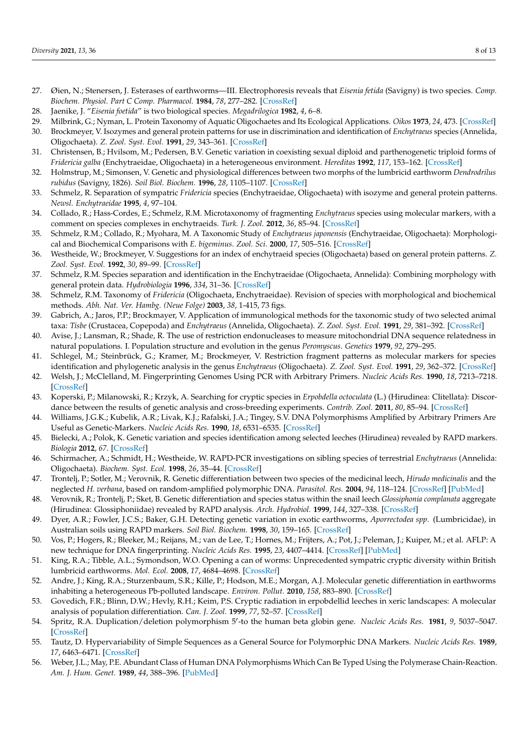27. Øien, N.; Stenersen, J. Esterases of earthworms—III. Electrophoresis reveals that *Eisenia fetida* (Savigny) is two species. *Comp. Biochem. Physiol. Part C Comp. Pharmacol.* **1984**, *78*, 277–282. [CrossRef]
28. Jaenike, J. "*Eisenia foetida*" is two biological species. *Megadrilogica* **1982**, *4*, 6–8.
29. Milbrink, G.; Nyman, L. Protein Taxonomy of Aquatic Oligochaetes and Its Ecological Applications. *Oikos* **1973**, *24*, 473. [CrossRef]
30. Brockmeyer, V. Isozymes and general protein patterns for use in discrimination and identification of *Enchytraeus* species (Annelida, Oligochaeta). *Z. Zool. Syst. Evol.* **1991**, *29*, 343–361. [CrossRef]
31. Christensen, B.; Hvilsom, M.; Pedersen, B.V. Genetic variation in coexisting sexual diploid and parthenogenetic triploid forms of *Fridericia galba* (Enchytraeidae, Oligochaeta) in a heterogeneous environment. *Hereditas* **1992**, *117*, 153–162. [CrossRef]
32. Holmstrup, M.; Simonsen, V. Genetic and physiological differences between two morphs of the lumbricid earthworm *Dendrodrilus rubidus* (Savigny, 1826). *Soil Biol. Biochem.* **1996**, *28*, 1105–1107. [CrossRef]
33. Schmelz, R. Separation of sympatric *Fridericia* species (Enchytraeidae, Oligochaeta) with isozyme and general protein patterns. *Newsl. Enchytraeidae* **1995**, *4*, 97–104.
34. Collado, R.; Hass-Cordes, E.; Schmelz, R.M. Microtaxonomy of fragmenting *Enchytraeus* species using molecular markers, with a comment on species complexes in enchytraeids. *Turk. J. Zool.* **2012**, *36*, 85–94. [CrossRef]
35. Schmelz, R.M.; Collado, R.; Myohara, M. A Taxonomic Study of *Enchytraeus japonensis* (Enchytraeidae, Oligochaeta): Morphological and Biochemical Comparisons with *E. bigeminus*. *Zool. Sci.* **2000**, *17*, 505–516. [CrossRef]
36. Westheide, W.; Brockmeyer, V. Suggestions for an index of enchytraeid species (Oligochaeta) based on general protein patterns. *Z. Zool. Syst. Evol.* **1992**, *30*, 89–99. [CrossRef]
37. Schmelz, R.M. Species separation and identification in the Enchytraeidae (Oligochaeta, Annelida): Combining morphology with general protein data. *Hydrobiologia* **1996**, *334*, 31–36. [CrossRef]
38. Schmelz, R.M. Taxonomy of *Fridericia* (Oligochaeta, Enchytraeidae). Revision of species with morphological and biochemical methods. *Abh. Nat. Ver. Hambg. (Neue Folge)* **2003**, *38*, 1-415, 73 figs.
39. Gabrich, A.; Jaros, P.P.; Brockmayer, V. Application of immunological methods for the taxonomic study of two selected animal taxa: *Tisbe* (Crustacea, Copepoda) and *Enchytraeus* (Annelida, Oligochaeta). *Z. Zool. Syst. Evol.* **1991**, *29*, 381–392. [CrossRef]
40. Avise, J.; Lansman, R.; Shade, R. The use of restriction endonucleases to measure mitochondrial DNA sequence relatedness in natural populations. I. Population structure and evolution in the genus *Peromyscus*. *Genetics* **1979**, *92*, 279–295.
41. Schlegel, M.; Steinbrück, G.; Kramer, M.; Brockmeyer, V. Restriction fragment patterns as molecular markers for species identification and phylogenetic analysis in the genus *Enchytraeus* (Oligochaeta). *Z. Zool. Syst. Evol.* **1991**, *29*, 362–372. [CrossRef]
42. Welsh, J.; McClelland, M. Fingerprinting Genomes Using PCR with Arbitrary Primers. *Nucleic Acids Res.* **1990**, *18*, 7213–7218. [CrossRef]
43. Koperski, P.; Milanowski, R.; Krzyk, A. Searching for cryptic species in *Erpobdella octoculata* (L.) (Hirudinea: Clitellata): Discordance between the results of genetic analysis and cross-breeding experiments. *Contrib. Zool.* **2011**, *80*, 85–94. [CrossRef]
44. Williams, J.G.K.; Kubelik, A.R.; Livak, K.J.; Rafalski, J.A.; Tingey, S.V. DNA Polymorphisms Amplified by Arbitrary Primers Are Useful as Genetic-Markers. *Nucleic Acids Res.* **1990**, *18*, 6531–6535. [CrossRef]
45. Bielecki, A.; Polok, K. Genetic variation and species identification among selected leeches (Hirudinea) revealed by RAPD markers. *Biologia* **2012**, *67*. [CrossRef]
46. Schirmacher, A.; Schmidt, H.; Westheide, W. RAPD-PCR investigations on sibling species of terrestrial *Enchytraeus* (Annelida: Oligochaeta). *Biochem. Syst. Ecol.* **1998**, *26*, 35–44. [CrossRef]
47. Trontelj, P.; Sotler, M.; Verovnik, R. Genetic differentiation between two species of the medicinal leech, *Hirudo medicinalis* and the neglected *H. verbana*, based on random-amplified polymorphic DNA. *Parasitol. Res.* **2004**, *94*, 118–124. [CrossRef] [PubMed]
48. Verovnik, R.; Trontelj, P.; Sket, B. Genetic differentiation and species status within the snail leech *Glossiphonia complanata* aggregate (Hirudinea: Glossiphoniidae) revealed by RAPD analysis. *Arch. Hydrobiol.* **1999**, *144*, 327–338. [CrossRef]
49. Dyer, A.R.; Fowler, J.C.S.; Baker, G.H. Detecting genetic variation in exotic earthworms, *Aporrectodea spp.* (Lumbricidae), in Australian soils using RAPD markers. *Soil Biol. Biochem.* **1998**, *30*, 159–165. [CrossRef]
50. Vos, P.; Hogers, R.; Bleeker, M.; Reijans, M.; van de Lee, T.; Hornes, M.; Frijters, A.; Pot, J.; Peleman, J.; Kuiper, M.; et al. AFLP: A new technique for DNA fingerprinting. *Nucleic Acids Res.* **1995**, *23*, 4407–4414. [CrossRef] [PubMed]
51. King, R.A.; Tibble, A.L.; Symondson, W.O. Opening a can of worms: Unprecedented sympatric cryptic diversity within British lumbricid earthworms. *Mol. Ecol.* **2008**, *17*, 4684–4698. [CrossRef]
52. Andre, J.; King, R.A.; Sturzenbaum, S.R.; Kille, P.; Hodson, M.E.; Morgan, A.J. Molecular genetic differentiation in earthworms inhabiting a heterogeneous Pb-polluted landscape. *Environ. Pollut.* **2010**, *158*, 883–890. [CrossRef]
53. Govedich, F.R.; Blinn, D.W.; Hevly, R.H.; Keim, P.S. Cryptic radiation in erpobdellid leeches in xeric landscapes: A molecular analysis of population differentiation. *Can. J. Zool.* **1999**, *77*, 52–57. [CrossRef]
54. Spritz, R.A. Duplication/deletion polymorphism 5′-to the human beta globin gene. *Nucleic Acids Res.* **1981**, *9*, 5037–5047. [CrossRef]
55. Tautz, D. Hypervariability of Simple Sequences as a General Source for Polymorphic DNA Markers. *Nucleic Acids Res.* **1989**, *17*, 6463–6471. [CrossRef]
56. Weber, J.L.; May, P.E. Abundant Class of Human DNA Polymorphisms Which Can Be Typed Using the Polymerase Chain-Reaction. *Am. J. Hum. Genet.* **1989**, *44*, 388–396. [PubMed]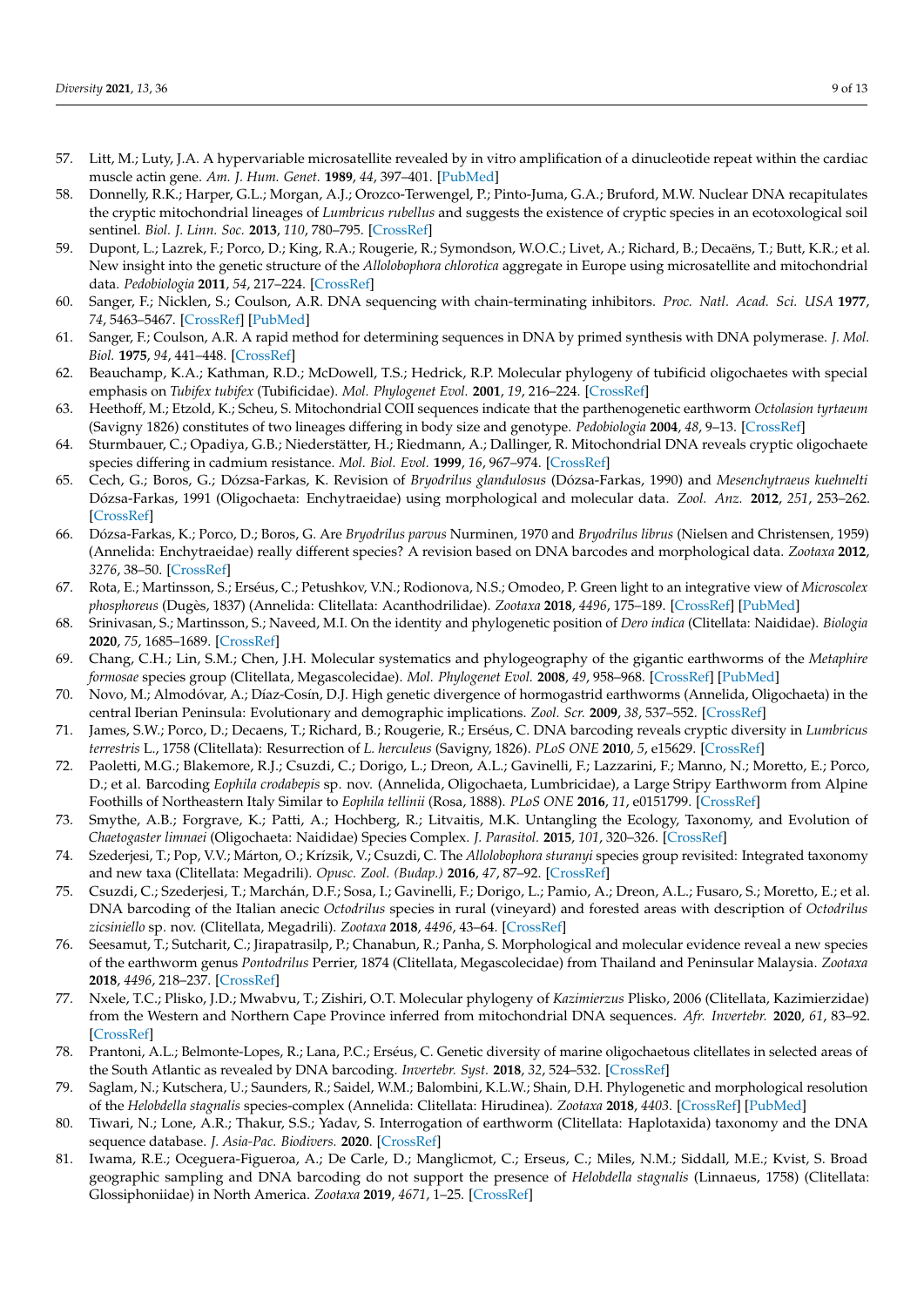57. Litt, M.; Luty, J.A. A hypervariable microsatellite revealed by in vitro amplification of a dinucleotide repeat within the cardiac muscle actin gene. *Am. J. Hum. Genet.* **1989**, *44*, 397–401. [PubMed]
58. Donnelly, R.K.; Harper, G.L.; Morgan, A.J.; Orozco-Terwengel, P.; Pinto-Juma, G.A.; Bruford, M.W. Nuclear DNA recapitulates the cryptic mitochondrial lineages of *Lumbricus rubellus* and suggests the existence of cryptic species in an ecotoxological soil sentinel. *Biol. J. Linn. Soc.* **2013**, *110*, 780–795. [CrossRef]
59. Dupont, L.; Lazrek, F.; Porco, D.; King, R.A.; Rougerie, R.; Symondson, W.O.C.; Livet, A.; Richard, B.; Decaëns, T.; Butt, K.R.; et al. New insight into the genetic structure of the *Allolobophora chlorotica* aggregate in Europe using microsatellite and mitochondrial data. *Pedobiologia* **2011**, *54*, 217–224. [CrossRef]
60. Sanger, F.; Nicklen, S.; Coulson, A.R. DNA sequencing with chain-terminating inhibitors. *Proc. Natl. Acad. Sci. USA* **1977**, *74*, 5463–5467. [CrossRef] [PubMed]
61. Sanger, F.; Coulson, A.R. A rapid method for determining sequences in DNA by primed synthesis with DNA polymerase. *J. Mol. Biol.* **1975**, *94*, 441–448. [CrossRef]
62. Beauchamp, K.A.; Kathman, R.D.; McDowell, T.S.; Hedrick, R.P. Molecular phylogeny of tubificid oligochaetes with special emphasis on *Tubifex tubifex* (Tubificidae). *Mol. Phylogenet Evol.* **2001**, *19*, 216–224. [CrossRef]
63. Heethoff, M.; Etzold, K.; Scheu, S. Mitochondrial COII sequences indicate that the parthenogenetic earthworm *Octolasion tyrtaeum* (Savigny 1826) constitutes of two lineages differing in body size and genotype. *Pedobiologia* **2004**, *48*, 9–13. [CrossRef]
64. Sturmbauer, C.; Opadiya, G.B.; Niederstätter, H.; Riedmann, A.; Dallinger, R. Mitochondrial DNA reveals cryptic oligochaete species differing in cadmium resistance. *Mol. Biol. Evol.* **1999**, *16*, 967–974. [CrossRef]
65. Cech, G.; Boros, G.; Dózsa-Farkas, K. Revision of *Bryodrilus glandulosus* (Dózsa-Farkas, 1990) and *Mesenchytraeus kuehnelti* Dózsa-Farkas, 1991 (Oligochaeta: Enchytraeidae) using morphological and molecular data. *Zool. Anz.* **2012**, *251*, 253–262. [CrossRef]
66. Dózsa-Farkas, K.; Porco, D.; Boros, G. Are *Bryodrilus parvus* Nurminen, 1970 and *Bryodrilus librus* (Nielsen and Christensen, 1959) (Annelida: Enchytraeidae) really different species? A revision based on DNA barcodes and morphological data. *Zootaxa* **2012**, *3276*, 38–50. [CrossRef]
67. Rota, E.; Martinsson, S.; Erséus, C.; Petushkov, V.N.; Rodionova, N.S.; Omodeo, P. Green light to an integrative view of *Microscolex phosphoreus* (Dugès, 1837) (Annelida: Clitellata: Acanthodrilidae). *Zootaxa* **2018**, *4496*, 175–189. [CrossRef] [PubMed]
68. Srinivasan, S.; Martinsson, S.; Naveed, M.I. On the identity and phylogenetic position of *Dero indica* (Clitellata: Naididae). *Biologia* **2020**, *75*, 1685–1689. [CrossRef]
69. Chang, C.H.; Lin, S.M.; Chen, J.H. Molecular systematics and phylogeography of the gigantic earthworms of the *Metaphire formosae* species group (Clitellata, Megascolecidae). *Mol. Phylogenet Evol.* **2008**, *49*, 958–968. [CrossRef] [PubMed]
70. Novo, M.; Almodóvar, A.; Díaz-Cosín, D.J. High genetic divergence of hormogastrid earthworms (Annelida, Oligochaeta) in the central Iberian Peninsula: Evolutionary and demographic implications. *Zool. Scr.* **2009**, *38*, 537–552. [CrossRef]
71. James, S.W.; Porco, D.; Decaens, T.; Richard, B.; Rougerie, R.; Erséus, C. DNA barcoding reveals cryptic diversity in *Lumbricus terrestris* L., 1758 (Clitellata): Resurrection of *L. herculeus* (Savigny, 1826). *PLoS ONE* **2010**, *5*, e15629. [CrossRef]
72. Paoletti, M.G.; Blakemore, R.J.; Csuzdi, C.; Dorigo, L.; Dreon, A.L.; Gavinelli, F.; Lazzarini, F.; Manno, N.; Moretto, E.; Porco, D.; et al. Barcoding *Eophila crodabepis* sp. nov. (Annelida, Oligochaeta, Lumbricidae), a Large Stripy Earthworm from Alpine Foothills of Northeastern Italy Similar to *Eophila tellinii* (Rosa, 1888). *PLoS ONE* **2016**, *11*, e0151799. [CrossRef]
73. Smythe, A.B.; Forgrave, K.; Patti, A.; Hochberg, R.; Litvaitis, M.K. Untangling the Ecology, Taxonomy, and Evolution of *Chaetogaster limnaei* (Oligochaeta: Naididae) Species Complex. *J. Parasitol.* **2015**, *101*, 320–326. [CrossRef]
74. Szederjesi, T.; Pop, V.V.; Márton, O.; Krízsik, V.; Csuzdi, C. The *Allolobophora sturanyi* species group revisited: Integrated taxonomy and new taxa (Clitellata: Megadrili). *Opusc. Zool. (Budap.)* **2016**, *47*, 87–92. [CrossRef]
75. Csuzdi, C.; Szederjesi, T.; Marchán, D.F.; Sosa, I.; Gavinelli, F.; Dorigo, L.; Pamio, A.; Dreon, A.L.; Fusaro, S.; Moretto, E.; et al. DNA barcoding of the Italian anecic *Octodrilus* species in rural (vineyard) and forested areas with description of *Octodrilus zicsiniello* sp. nov. (Clitellata, Megadrili). *Zootaxa* **2018**, *4496*, 43–64. [CrossRef]
76. Seesamut, T.; Sutcharit, C.; Jirapatrasilp, P.; Chanabun, R.; Panha, S. Morphological and molecular evidence reveal a new species of the earthworm genus *Pontodrilus* Perrier, 1874 (Clitellata, Megascolecidae) from Thailand and Peninsular Malaysia. *Zootaxa* **2018**, *4496*, 218–237. [CrossRef]
77. Nxele, T.C.; Plisko, J.D.; Mwabvu, T.; Zishiri, O.T. Molecular phylogeny of *Kazimierzus* Plisko, 2006 (Clitellata, Kazimierzidae) from the Western and Northern Cape Province inferred from mitochondrial DNA sequences. *Afr. Invertebr.* **2020**, *61*, 83–92. [CrossRef]
78. Prantoni, A.L.; Belmonte-Lopes, R.; Lana, P.C.; Erséus, C. Genetic diversity of marine oligochaetous clitellates in selected areas of the South Atlantic as revealed by DNA barcoding. *Invertebr. Syst.* **2018**, *32*, 524–532. [CrossRef]
79. Saglam, N.; Kutschera, U.; Saunders, R.; Saidel, W.M.; Balombini, K.L.W.; Shain, D.H. Phylogenetic and morphological resolution of the *Helobdella stagnalis* species-complex (Annelida: Clitellata: Hirudinea). *Zootaxa* **2018**, *4403*. [CrossRef] [PubMed]
80. Tiwari, N.; Lone, A.R.; Thakur, S.S.; Yadav, S. Interrogation of earthworm (Clitellata: Haplotaxida) taxonomy and the DNA sequence database. *J. Asia-Pac. Biodivers.* **2020**. [CrossRef]
81. Iwama, R.E.; Oceguera-Figueroa, A.; De Carle, D.; Manglicmot, C.; Erseus, C.; Miles, N.M.; Siddall, M.E.; Kvist, S. Broad geographic sampling and DNA barcoding do not support the presence of *Helobdella stagnalis* (Linnaeus, 1758) (Clitellata: Glossiphoniidae) in North America. *Zootaxa* **2019**, *4671*, 1–25. [CrossRef]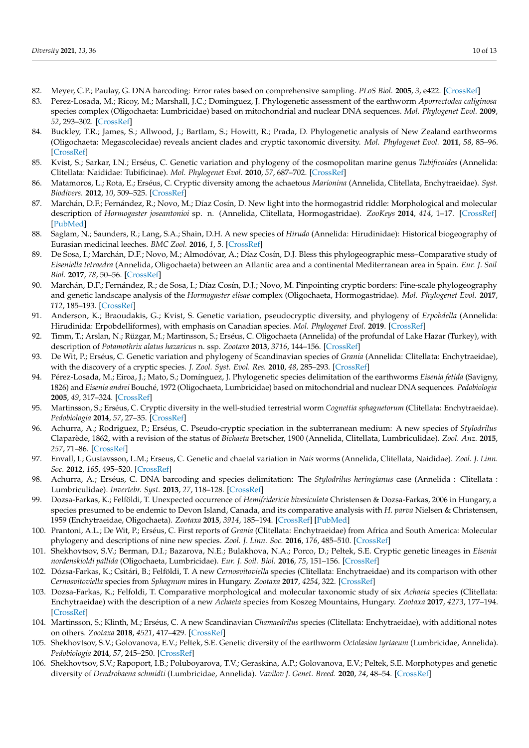82. Meyer, C.P.; Paulay, G. DNA barcoding: Error rates based on comprehensive sampling. *PLoS Biol.* **2005**, *3*, e422. [CrossRef]
83. Perez-Losada, M.; Ricoy, M.; Marshall, J.C.; Dominguez, J. Phylogenetic assessment of the earthworm *Aporrectodea caliginosa* species complex (Oligochaeta: Lumbricidae) based on mitochondrial and nuclear DNA sequences. *Mol. Phylogenet Evol.* **2009**, *52*, 293–302. [CrossRef]
84. Buckley, T.R.; James, S.; Allwood, J.; Bartlam, S.; Howitt, R.; Prada, D. Phylogenetic analysis of New Zealand earthworms (Oligochaeta: Megascolecidae) reveals ancient clades and cryptic taxonomic diversity. *Mol. Phylogenet Evol.* **2011**, *58*, 85–96. [CrossRef]
85. Kvist, S.; Sarkar, I.N.; Erséus, C. Genetic variation and phylogeny of the cosmopolitan marine genus *Tubificoides* (Annelida: Clitellata: Naididae: Tubificinae). *Mol. Phylogenet Evol.* **2010**, *57*, 687–702. [CrossRef]
86. Matamoros, L.; Rota, E.; Erséus, C. Cryptic diversity among the achaetous *Marionina* (Annelida, Clitellata, Enchytraeidae). *Syst. Biodivers.* **2012**, *10*, 509–525. [CrossRef]
87. Marchán, D.F.; Fernández, R.; Novo, M.; Díaz Cosín, D. New light into the hormogastrid riddle: Morphological and molecular description of *Hormogaster joseantonioi* sp. n. (Annelida, Clitellata, Hormogastridae). *ZooKeys* **2014**, *414*, 1–17. [CrossRef] [PubMed]
88. Saglam, N.; Saunders, R.; Lang, S.A.; Shain, D.H. A new species of *Hirudo* (Annelida: Hirudinidae): Historical biogeography of Eurasian medicinal leeches. *BMC Zool.* **2016**, *1*, 5. [CrossRef]
89. De Sosa, I.; Marchán, D.F.; Novo, M.; Almodóvar, A.; Díaz Cosín, D.J. Bless this phylogeographic mess–Comparative study of *Eiseniella tetraedra* (Annelida, Oligochaeta) between an Atlantic area and a continental Mediterranean area in Spain. *Eur. J. Soil Biol.* **2017**, *78*, 50–56. [CrossRef]
90. Marchán, D.F.; Fernández, R.; de Sosa, I.; Díaz Cosín, D.J.; Novo, M. Pinpointing cryptic borders: Fine-scale phylogeography and genetic landscape analysis of the *Hormogaster elisae* complex (Oligochaeta, Hormogastridae). *Mol. Phylogenet Evol.* **2017**, *112*, 185–193. [CrossRef]
91. Anderson, K.; Braoudakis, G.; Kvist, S. Genetic variation, pseudocryptic diversity, and phylogeny of *Erpobdella* (Annelida: Hirudinida: Erpobdelliformes), with emphasis on Canadian species. *Mol. Phylogenet Evol.* **2019**. [CrossRef]
92. Timm, T.; Arslan, N.; Rüzgar, M.; Martinsson, S.; Erséus, C. Oligochaeta (Annelida) of the profundal of Lake Hazar (Turkey), with description of *Potamothrix alatus hazaricus* n. ssp. *Zootaxa* **2013**, *3716*, 144–156. [CrossRef]
93. De Wit, P.; Erséus, C. Genetic variation and phylogeny of Scandinavian species of *Grania* (Annelida: Clitellata: Enchytraeidae), with the discovery of a cryptic species. *J. Zool. Syst. Evol. Res.* **2010**, *48*, 285–293. [CrossRef]
94. Pérez-Losada, M.; Eiroa, J.; Mato, S.; Domínguez, J. Phylogenetic species delimitation of the earthworms *Eisenia fetida* (Savigny, 1826) and *Eisenia andrei* Bouché, 1972 (Oligochaeta, Lumbricidae) based on mitochondrial and nuclear DNA sequences. *Pedobiologia* **2005**, *49*, 317–324. [CrossRef]
95. Martinsson, S.; Erséus, C. Cryptic diversity in the well-studied terrestrial worm *Cognettia sphagnetorum* (Clitellata: Enchytraeidae). *Pedobiologia* **2014**, *57*, 27–35. [CrossRef]
96. Achurra, A.; Rodriguez, P.; Erséus, C. Pseudo-cryptic speciation in the subterranean medium: A new species of *Stylodrilus* Claparède, 1862, with a revision of the status of *Bichaeta* Bretscher, 1900 (Annelida, Clitellata, Lumbriculidae). *Zool. Anz.* **2015**, *257*, 71–86. [CrossRef]
97. Envall, I.; Gustavsson, L.M.; Erseus, C. Genetic and chaetal variation in *Nais* worms (Annelida, Clitellata, Naididae). *Zool. J. Linn. Soc.* **2012**, *165*, 495–520. [CrossRef]
98. Achurra, A.; Erséus, C. DNA barcoding and species delimitation: The *Stylodrilus heringianus* case (Annelida : Clitellata : Lumbriculidae). *Invertebr. Syst.* **2013**, *27*, 118–128. [CrossRef]
99. Dozsa-Farkas, K.; Felföldi, T. Unexpected occurrence of *Hemifridericia bivesiculata* Christensen & Dozsa-Farkas, 2006 in Hungary, a species presumed to be endemic to Devon Island, Canada, and its comparative analysis with *H. parva* Nielsen & Christensen, 1959 (Enchytraeidae, Oligochaeta). *Zootaxa* **2015**, *3914*, 185–194. [CrossRef] [PubMed]
100. Prantoni, A.L.; De Wit, P.; Erséus, C. First reports of *Grania* (Clitellata: Enchytraeidae) from Africa and South America: Molecular phylogeny and descriptions of nine new species. *Zool. J. Linn. Soc.* **2016**, *176*, 485–510. [CrossRef]
101. Shekhovtsov, S.V.; Berman, D.I.; Bazarova, N.E.; Bulakhova, N.A.; Porco, D.; Peltek, S.E. Cryptic genetic lineages in *Eisenia nordenskioldi pallida* (Oligochaeta, Lumbricidae). *Eur. J. Soil. Biol.* **2016**, *75*, 151–156. [CrossRef]
102. Dózsa-Farkas, K.; Csitári, B.; Felföldi, T. A new *Cernosvitoviella* species (Clitellata: Enchytraeidae) and its comparison with other *Cernosvitoviella* species from *Sphagnum* mires in Hungary. *Zootaxa* **2017**, *4254*, 322. [CrossRef]
103. Dozsa-Farkas, K.; Felfoldi, T. Comparative morphological and molecular taxonomic study of six *Achaeta* species (Clitellata: Enchytraeidae) with the description of a new *Achaeta* species from Koszeg Mountains, Hungary. *Zootaxa* **2017**, *4273*, 177–194. [CrossRef]
104. Martinsson, S.; Klinth, M.; Erséus, C. A new Scandinavian *Chamaedrilus* species (Clitellata: Enchytraeidae), with additional notes on others. *Zootaxa* **2018**, *4521*, 417–429. [CrossRef]
105. Shekhovtsov, S.V.; Golovanova, E.V.; Peltek, S.E. Genetic diversity of the earthworm *Octolasion tyrtaeum* (Lumbricidae, Annelida). *Pedobiologia* **2014**, *57*, 245–250. [CrossRef]
106. Shekhovtsov, S.V.; Rapoport, I.B.; Poluboyarova, T.V.; Geraskina, A.P.; Golovanova, E.V.; Peltek, S.E. Morphotypes and genetic diversity of *Dendrobaena schmidti* (Lumbricidae, Annelida). *Vavilov J. Genet. Breed.* **2020**, *24*, 48–54. [CrossRef]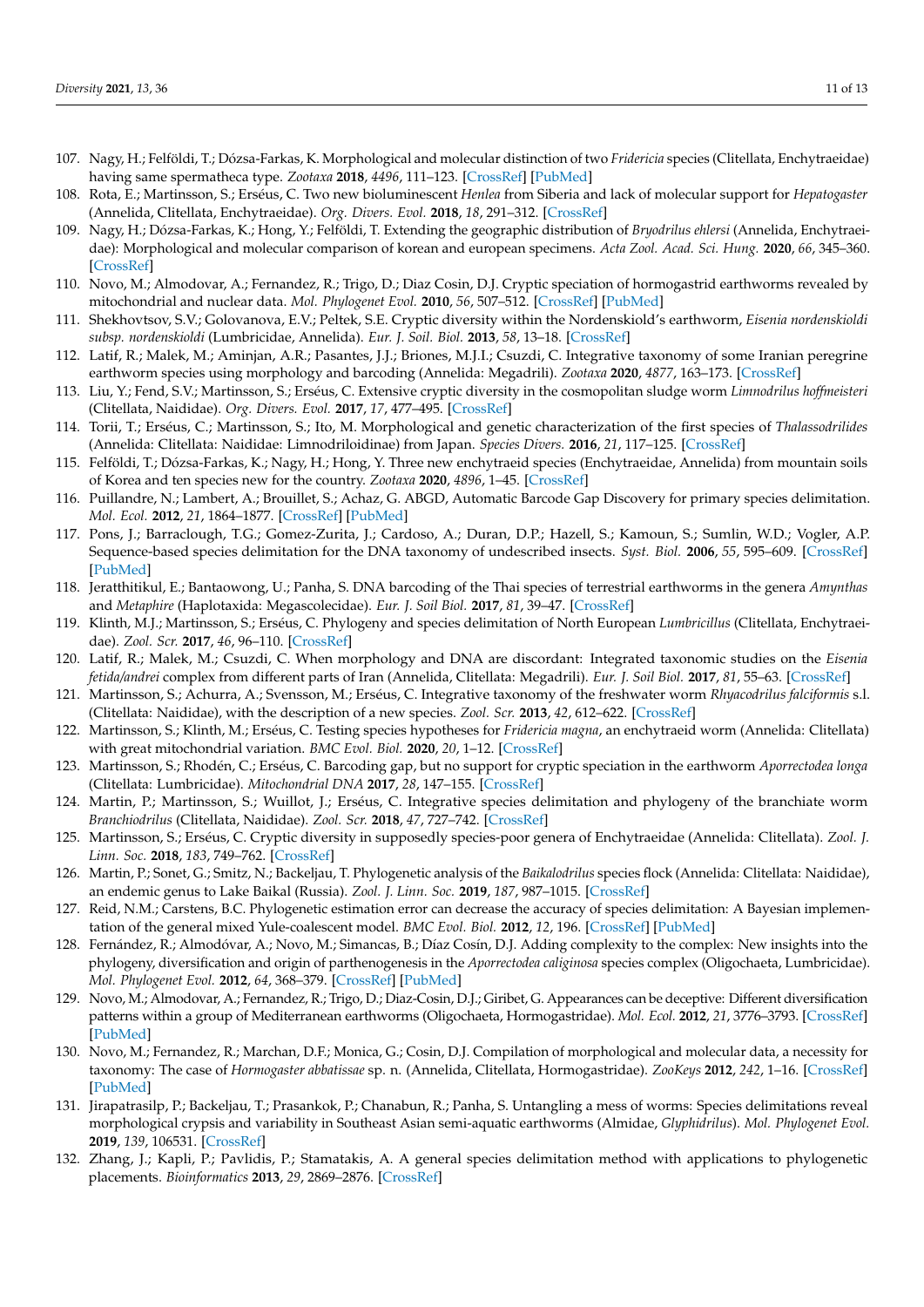107. Nagy, H.; Felföldi, T.; Dózsa-Farkas, K. Morphological and molecular distinction of two *Fridericia* species (Clitellata, Enchytraeidae) having same spermatheca type. *Zootaxa* **2018**, *4496*, 111–123. [CrossRef] [PubMed]
108. Rota, E.; Martinsson, S.; Erséus, C. Two new bioluminescent *Henlea* from Siberia and lack of molecular support for *Hepatogaster* (Annelida, Clitellata, Enchytraeidae). *Org. Divers. Evol.* **2018**, *18*, 291–312. [CrossRef]
109. Nagy, H.; Dózsa-Farkas, K.; Hong, Y.; Felföldi, T. Extending the geographic distribution of *Bryodrilus ehlersi* (Annelida, Enchytraeidae): Morphological and molecular comparison of korean and european specimens. *Acta Zool. Acad. Sci. Hung.* **2020**, *66*, 345–360. [CrossRef]
110. Novo, M.; Almodovar, A.; Fernandez, R.; Trigo, D.; Diaz Cosin, D.J. Cryptic speciation of hormogastrid earthworms revealed by mitochondrial and nuclear data. *Mol. Phylogenet Evol.* **2010**, *56*, 507–512. [CrossRef] [PubMed]
111. Shekhovtsov, S.V.; Golovanova, E.V.; Peltek, S.E. Cryptic diversity within the Nordenskiold's earthworm, *Eisenia nordenskioldi subsp. nordenskioldi* (Lumbricidae, Annelida). *Eur. J. Soil. Biol.* **2013**, *58*, 13–18. [CrossRef]
112. Latif, R.; Malek, M.; Aminjan, A.R.; Pasantes, J.J.; Briones, M.J.I.; Csuzdi, C. Integrative taxonomy of some Iranian peregrine earthworm species using morphology and barcoding (Annelida: Megadrili). *Zootaxa* **2020**, *4877*, 163–173. [CrossRef]
113. Liu, Y.; Fend, S.V.; Martinsson, S.; Erséus, C. Extensive cryptic diversity in the cosmopolitan sludge worm *Limnodrilus hoffmeisteri* (Clitellata, Naididae). *Org. Divers. Evol.* **2017**, *17*, 477–495. [CrossRef]
114. Torii, T.; Erséus, C.; Martinsson, S.; Ito, M. Morphological and genetic characterization of the first species of *Thalassodrilides* (Annelida: Clitellata: Naididae: Limnodriloidinae) from Japan. *Species Divers.* **2016**, *21*, 117–125. [CrossRef]
115. Felföldi, T.; Dózsa-Farkas, K.; Nagy, H.; Hong, Y. Three new enchytraeid species (Enchytraeidae, Annelida) from mountain soils of Korea and ten species new for the country. *Zootaxa* **2020**, *4896*, 1–45. [CrossRef]
116. Puillandre, N.; Lambert, A.; Brouillet, S.; Achaz, G. ABGD, Automatic Barcode Gap Discovery for primary species delimitation. *Mol. Ecol.* **2012**, *21*, 1864–1877. [CrossRef] [PubMed]
117. Pons, J.; Barraclough, T.G.; Gomez-Zurita, J.; Cardoso, A.; Duran, D.P.; Hazell, S.; Kamoun, S.; Sumlin, W.D.; Vogler, A.P. Sequence-based species delimitation for the DNA taxonomy of undescribed insects. *Syst. Biol.* **2006**, *55*, 595–609. [CrossRef] [PubMed]
118. Jeratthitikul, E.; Bantaowong, U.; Panha, S. DNA barcoding of the Thai species of terrestrial earthworms in the genera *Amynthas* and *Metaphire* (Haplotaxida: Megascolecidae). *Eur. J. Soil Biol.* **2017**, *81*, 39–47. [CrossRef]
119. Klinth, M.J.; Martinsson, S.; Erséus, C. Phylogeny and species delimitation of North European *Lumbricillus* (Clitellata, Enchytraeidae). *Zool. Scr.* **2017**, *46*, 96–110. [CrossRef]
120. Latif, R.; Malek, M.; Csuzdi, C. When morphology and DNA are discordant: Integrated taxonomic studies on the *Eisenia fetida/andrei* complex from different parts of Iran (Annelida, Clitellata: Megadrili). *Eur. J. Soil Biol.* **2017**, *81*, 55–63. [CrossRef]
121. Martinsson, S.; Achurra, A.; Svensson, M.; Erséus, C. Integrative taxonomy of the freshwater worm *Rhyacodrilus falciformis* s.l. (Clitellata: Naididae), with the description of a new species. *Zool. Scr.* **2013**, *42*, 612–622. [CrossRef]
122. Martinsson, S.; Klinth, M.; Erséus, C. Testing species hypotheses for *Fridericia magna*, an enchytraeid worm (Annelida: Clitellata) with great mitochondrial variation. *BMC Evol. Biol.* **2020**, *20*, 1–12. [CrossRef]
123. Martinsson, S.; Rhodén, C.; Erséus, C. Barcoding gap, but no support for cryptic speciation in the earthworm *Aporrectodea longa* (Clitellata: Lumbricidae). *Mitochondrial DNA* **2017**, *28*, 147–155. [CrossRef]
124. Martin, P.; Martinsson, S.; Wuillot, J.; Erséus, C. Integrative species delimitation and phylogeny of the branchiate worm *Branchiodrilus* (Clitellata, Naididae). *Zool. Scr.* **2018**, *47*, 727–742. [CrossRef]
125. Martinsson, S.; Erséus, C. Cryptic diversity in supposedly species-poor genera of Enchytraeidae (Annelida: Clitellata). *Zool. J. Linn. Soc.* **2018**, *183*, 749–762. [CrossRef]
126. Martin, P.; Sonet, G.; Smitz, N.; Backeljau, T. Phylogenetic analysis of the *Baikalodrilus* species flock (Annelida: Clitellata: Naididae), an endemic genus to Lake Baikal (Russia). *Zool. J. Linn. Soc.* **2019**, *187*, 987–1015. [CrossRef]
127. Reid, N.M.; Carstens, B.C. Phylogenetic estimation error can decrease the accuracy of species delimitation: A Bayesian implementation of the general mixed Yule-coalescent model. *BMC Evol. Biol.* **2012**, *12*, 196. [CrossRef] [PubMed]
128. Fernández, R.; Almodóvar, A.; Novo, M.; Simancas, B.; Díaz Cosín, D.J. Adding complexity to the complex: New insights into the phylogeny, diversification and origin of parthenogenesis in the *Aporrectodea caliginosa* species complex (Oligochaeta, Lumbricidae). *Mol. Phylogenet Evol.* **2012**, *64*, 368–379. [CrossRef] [PubMed]
129. Novo, M.; Almodovar, A.; Fernandez, R.; Trigo, D.; Diaz-Cosin, D.J.; Giribet, G. Appearances can be deceptive: Different diversification patterns within a group of Mediterranean earthworms (Oligochaeta, Hormogastridae). *Mol. Ecol.* **2012**, *21*, 3776–3793. [CrossRef] [PubMed]
130. Novo, M.; Fernandez, R.; Marchan, D.F.; Monica, G.; Cosin, D.J. Compilation of morphological and molecular data, a necessity for taxonomy: The case of *Hormogaster abbatissae* sp. n. (Annelida, Clitellata, Hormogastridae). *ZooKeys* **2012**, *242*, 1–16. [CrossRef] [PubMed]
131. Jirapatrasilp, P.; Backeljau, T.; Prasankok, P.; Chanabun, R.; Panha, S. Untangling a mess of worms: Species delimitations reveal morphological crypsis and variability in Southeast Asian semi-aquatic earthworms (Almidae, *Glyphidrilus*). *Mol. Phylogenet Evol.* **2019**, *139*, 106531. [CrossRef]
132. Zhang, J.; Kapli, P.; Pavlidis, P.; Stamatakis, A. A general species delimitation method with applications to phylogenetic placements. *Bioinformatics* **2013**, *29*, 2869–2876. [CrossRef]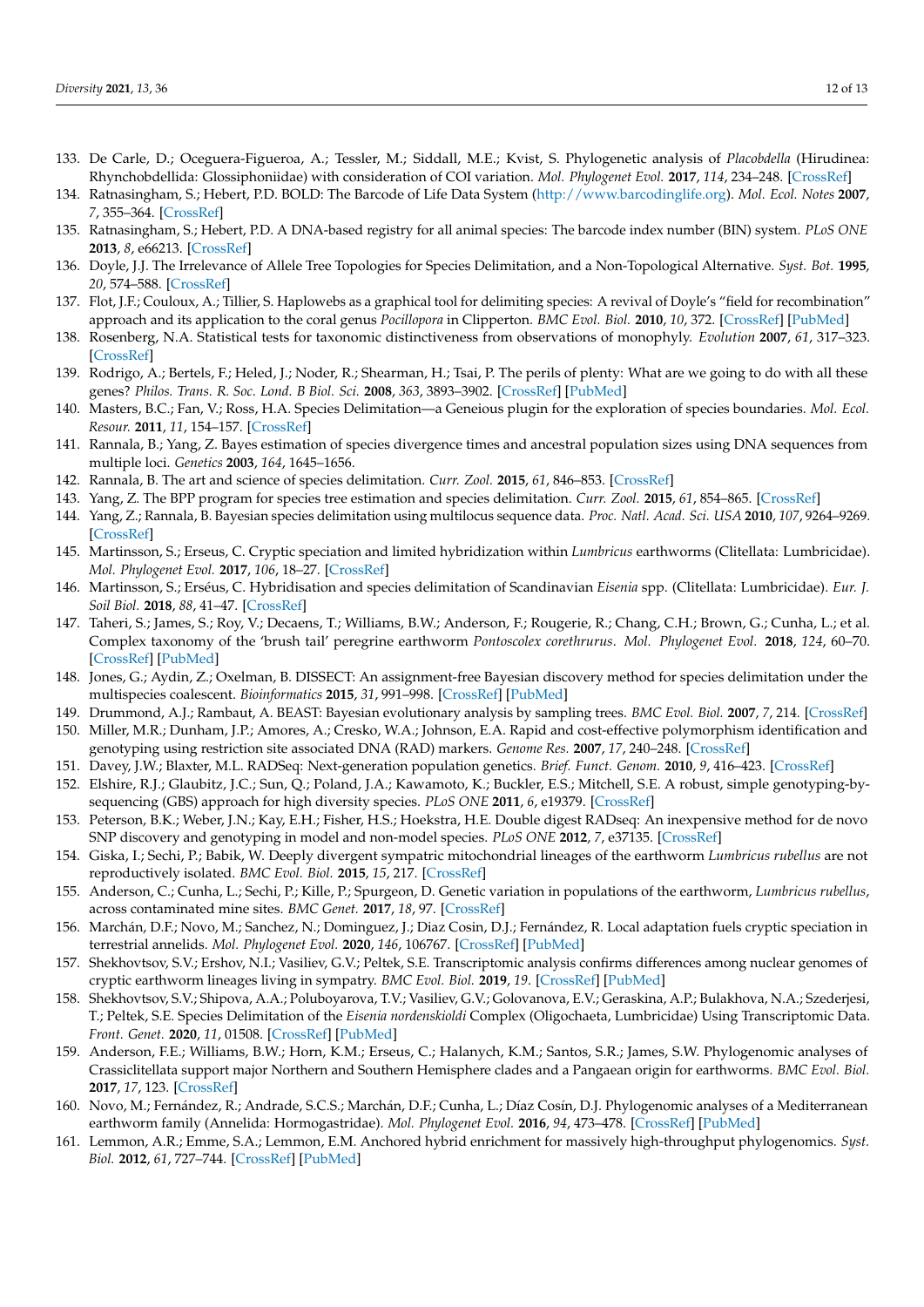133. De Carle, D.; Oceguera-Figueroa, A.; Tessler, M.; Siddall, M.E.; Kvist, S. Phylogenetic analysis of *Placobdella* (Hirudinea: Rhynchobdellida: Glossiphoniidae) with consideration of COI variation. *Mol. Phylogenet Evol.* **2017**, *114*, 234–248. [CrossRef]
134. Ratnasingham, S.; Hebert, P.D. BOLD: The Barcode of Life Data System (http://www.barcodinglife.org). *Mol. Ecol. Notes* **2007**, *7*, 355–364. [CrossRef]
135. Ratnasingham, S.; Hebert, P.D. A DNA-based registry for all animal species: The barcode index number (BIN) system. *PLoS ONE* **2013**, *8*, e66213. [CrossRef]
136. Doyle, J.J. The Irrelevance of Allele Tree Topologies for Species Delimitation, and a Non-Topological Alternative. *Syst. Bot.* **1995**, *20*, 574–588. [CrossRef]
137. Flot, J.F.; Couloux, A.; Tillier, S. Haplowebs as a graphical tool for delimiting species: A revival of Doyle's "field for recombination" approach and its application to the coral genus *Pocillopora* in Clipperton. *BMC Evol. Biol.* **2010**, *10*, 372. [CrossRef] [PubMed]
138. Rosenberg, N.A. Statistical tests for taxonomic distinctiveness from observations of monophyly. *Evolution* **2007**, *61*, 317–323. [CrossRef]
139. Rodrigo, A.; Bertels, F.; Heled, J.; Noder, R.; Shearman, H.; Tsai, P. The perils of plenty: What are we going to do with all these genes? *Philos. Trans. R. Soc. Lond. B Biol. Sci.* **2008**, *363*, 3893–3902. [CrossRef] [PubMed]
140. Masters, B.C.; Fan, V.; Ross, H.A. Species Delimitation—a Geneious plugin for the exploration of species boundaries. *Mol. Ecol. Resour.* **2011**, *11*, 154–157. [CrossRef]
141. Rannala, B.; Yang, Z. Bayes estimation of species divergence times and ancestral population sizes using DNA sequences from multiple loci. *Genetics* **2003**, *164*, 1645–1656.
142. Rannala, B. The art and science of species delimitation. *Curr. Zool.* **2015**, *61*, 846–853. [CrossRef]
143. Yang, Z. The BPP program for species tree estimation and species delimitation. *Curr. Zool.* **2015**, *61*, 854–865. [CrossRef]
144. Yang, Z.; Rannala, B. Bayesian species delimitation using multilocus sequence data. *Proc. Natl. Acad. Sci. USA* **2010**, *107*, 9264–9269. [CrossRef]
145. Martinsson, S.; Erseus, C. Cryptic speciation and limited hybridization within *Lumbricus* earthworms (Clitellata: Lumbricidae). *Mol. Phylogenet Evol.* **2017**, *106*, 18–27. [CrossRef]
146. Martinsson, S.; Erséus, C. Hybridisation and species delimitation of Scandinavian *Eisenia* spp. (Clitellata: Lumbricidae). *Eur. J. Soil Biol.* **2018**, *88*, 41–47. [CrossRef]
147. Taheri, S.; James, S.; Roy, V.; Decaens, T.; Williams, B.W.; Anderson, F.; Rougerie, R.; Chang, C.H.; Brown, G.; Cunha, L.; et al. Complex taxonomy of the 'brush tail' peregrine earthworm *Pontoscolex corethrurus*. *Mol. Phylogenet Evol.* **2018**, *124*, 60–70. [CrossRef] [PubMed]
148. Jones, G.; Aydin, Z.; Oxelman, B. DISSECT: An assignment-free Bayesian discovery method for species delimitation under the multispecies coalescent. *Bioinformatics* **2015**, *31*, 991–998. [CrossRef] [PubMed]
149. Drummond, A.J.; Rambaut, A. BEAST: Bayesian evolutionary analysis by sampling trees. *BMC Evol. Biol.* **2007**, *7*, 214. [CrossRef]
150. Miller, M.R.; Dunham, J.P.; Amores, A.; Cresko, W.A.; Johnson, E.A. Rapid and cost-effective polymorphism identification and genotyping using restriction site associated DNA (RAD) markers. *Genome Res.* **2007**, *17*, 240–248. [CrossRef]
151. Davey, J.W.; Blaxter, M.L. RADSeq: Next-generation population genetics. *Brief. Funct. Genom.* **2010**, *9*, 416–423. [CrossRef]
152. Elshire, R.J.; Glaubitz, J.C.; Sun, Q.; Poland, J.A.; Kawamoto, K.; Buckler, E.S.; Mitchell, S.E. A robust, simple genotyping-by-sequencing (GBS) approach for high diversity species. *PLoS ONE* **2011**, *6*, e19379. [CrossRef]
153. Peterson, B.K.; Weber, J.N.; Kay, E.H.; Fisher, H.S.; Hoekstra, H.E. Double digest RADseq: An inexpensive method for de novo SNP discovery and genotyping in model and non-model species. *PLoS ONE* **2012**, *7*, e37135. [CrossRef]
154. Giska, I.; Sechi, P.; Babik, W. Deeply divergent sympatric mitochondrial lineages of the earthworm *Lumbricus rubellus* are not reproductively isolated. *BMC Evol. Biol.* **2015**, *15*, 217. [CrossRef]
155. Anderson, C.; Cunha, L.; Sechi, P.; Kille, P.; Spurgeon, D. Genetic variation in populations of the earthworm, *Lumbricus rubellus*, across contaminated mine sites. *BMC Genet.* **2017**, *18*, 97. [CrossRef]
156. Marchán, D.F.; Novo, M.; Sanchez, N.; Dominguez, J.; Diaz Cosin, D.J.; Fernández, R. Local adaptation fuels cryptic speciation in terrestrial annelids. *Mol. Phylogenet Evol.* **2020**, *146*, 106767. [CrossRef] [PubMed]
157. Shekhovtsov, S.V.; Ershov, N.I.; Vasiliev, G.V.; Peltek, S.E. Transcriptomic analysis confirms differences among nuclear genomes of cryptic earthworm lineages living in sympatry. *BMC Evol. Biol.* **2019**, *19*. [CrossRef] [PubMed]
158. Shekhovtsov, S.V.; Shipova, A.A.; Poluboyarova, T.V.; Vasiliev, G.V.; Golovanova, E.V.; Geraskina, A.P.; Bulakhova, N.A.; Szederjesi, T.; Peltek, S.E. Species Delimitation of the *Eisenia nordenskioldi* Complex (Oligochaeta, Lumbricidae) Using Transcriptomic Data. *Front. Genet.* **2020**, *11*, 01508. [CrossRef] [PubMed]
159. Anderson, F.E.; Williams, B.W.; Horn, K.M.; Erseus, C.; Halanych, K.M.; Santos, S.R.; James, S.W. Phylogenomic analyses of Crassiclitellata support major Northern and Southern Hemisphere clades and a Pangaean origin for earthworms. *BMC Evol. Biol.* **2017**, *17*, 123. [CrossRef]
160. Novo, M.; Fernández, R.; Andrade, S.C.S.; Marchán, D.F.; Cunha, L.; Díaz Cosín, D.J. Phylogenomic analyses of a Mediterranean earthworm family (Annelida: Hormogastridae). *Mol. Phylogenet Evol.* **2016**, *94*, 473–478. [CrossRef] [PubMed]
161. Lemmon, A.R.; Emme, S.A.; Lemmon, E.M. Anchored hybrid enrichment for massively high-throughput phylogenomics. *Syst. Biol.* **2012**, *61*, 727–744. [CrossRef] [PubMed]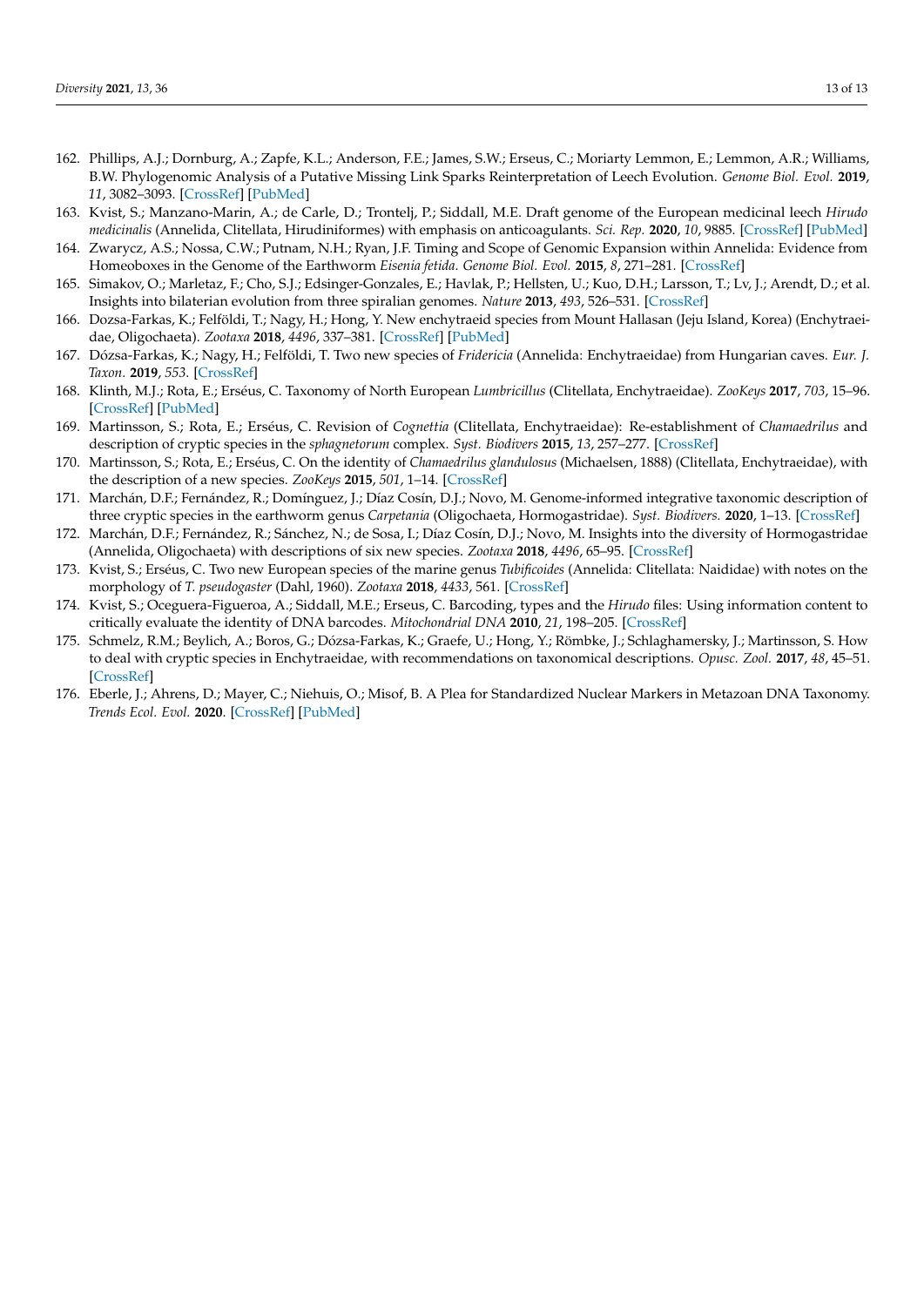162. Phillips, A.J.; Dornburg, A.; Zapfe, K.L.; Anderson, F.E.; James, S.W.; Erseus, C.; Moriarty Lemmon, E.; Lemmon, A.R.; Williams, B.W. Phylogenomic Analysis of a Putative Missing Link Sparks Reinterpretation of Leech Evolution. *Genome Biol. Evol.* **2019**, *11*, 3082–3093. [CrossRef] [PubMed]
163. Kvist, S.; Manzano-Marin, A.; de Carle, D.; Trontelj, P.; Siddall, M.E. Draft genome of the European medicinal leech *Hirudo medicinalis* (Annelida, Clitellata, Hirudiniformes) with emphasis on anticoagulants. *Sci. Rep.* **2020**, *10*, 9885. [CrossRef] [PubMed]
164. Zwarycz, A.S.; Nossa, C.W.; Putnam, N.H.; Ryan, J.F. Timing and Scope of Genomic Expansion within Annelida: Evidence from Homeoboxes in the Genome of the Earthworm *Eisenia fetida*. *Genome Biol. Evol.* **2015**, *8*, 271–281. [CrossRef]
165. Simakov, O.; Marletaz, F.; Cho, S.J.; Edsinger-Gonzales, E.; Havlak, P.; Hellsten, U.; Kuo, D.H.; Larsson, T.; Lv, J.; Arendt, D.; et al. Insights into bilaterian evolution from three spiralian genomes. *Nature* **2013**, *493*, 526–531. [CrossRef]
166. Dozsa-Farkas, K.; Felföldi, T.; Nagy, H.; Hong, Y. New enchytraeid species from Mount Hallasan (Jeju Island, Korea) (Enchytraeidae, Oligochaeta). *Zootaxa* **2018**, *4496*, 337–381. [CrossRef] [PubMed]
167. Dózsa-Farkas, K.; Nagy, H.; Felföldi, T. Two new species of *Fridericia* (Annelida: Enchytraeidae) from Hungarian caves. *Eur. J. Taxon.* **2019**, *553*. [CrossRef]
168. Klinth, M.J.; Rota, E.; Erséus, C. Taxonomy of North European *Lumbricillus* (Clitellata, Enchytraeidae). *ZooKeys* **2017**, *703*, 15–96. [CrossRef] [PubMed]
169. Martinsson, S.; Rota, E.; Erséus, C. Revision of *Cognettia* (Clitellata, Enchytraeidae): Re-establishment of *Chamaedrilus* and description of cryptic species in the *sphagnetorum* complex. *Syst. Biodivers* **2015**, *13*, 257–277. [CrossRef]
170. Martinsson, S.; Rota, E.; Erséus, C. On the identity of *Chamaedrilus glandulosus* (Michaelsen, 1888) (Clitellata, Enchytraeidae), with the description of a new species. *ZooKeys* **2015**, *501*, 1–14. [CrossRef]
171. Marchán, D.F.; Fernández, R.; Domínguez, J.; Díaz Cosín, D.J.; Novo, M. Genome-informed integrative taxonomic description of three cryptic species in the earthworm genus *Carpetania* (Oligochaeta, Hormogastridae). *Syst. Biodivers.* **2020**, 1–13. [CrossRef]
172. Marchán, D.F.; Fernández, R.; Sánchez, N.; de Sosa, I.; Díaz Cosín, D.J.; Novo, M. Insights into the diversity of Hormogastridae (Annelida, Oligochaeta) with descriptions of six new species. *Zootaxa* **2018**, *4496*, 65–95. [CrossRef]
173. Kvist, S.; Erséus, C. Two new European species of the marine genus *Tubificoides* (Annelida: Clitellata: Naididae) with notes on the morphology of *T. pseudogaster* (Dahl, 1960). *Zootaxa* **2018**, *4433*, 561. [CrossRef]
174. Kvist, S.; Oceguera-Figueroa, A.; Siddall, M.E.; Erseus, C. Barcoding, types and the *Hirudo* files: Using information content to critically evaluate the identity of DNA barcodes. *Mitochondrial DNA* **2010**, *21*, 198–205. [CrossRef]
175. Schmelz, R.M.; Beylich, A.; Boros, G.; Dózsa-Farkas, K.; Graefe, U.; Hong, Y.; Römbke, J.; Schlaghamersky, J.; Martinsson, S. How to deal with cryptic species in Enchytraeidae, with recommendations on taxonomical descriptions. *Opusc. Zool.* **2017**, *48*, 45–51. [CrossRef]
176. Eberle, J.; Ahrens, D.; Mayer, C.; Niehuis, O.; Misof, B. A Plea for Standardized Nuclear Markers in Metazoan DNA Taxonomy. *Trends Ecol. Evol.* **2020**. [CrossRef] [PubMed]